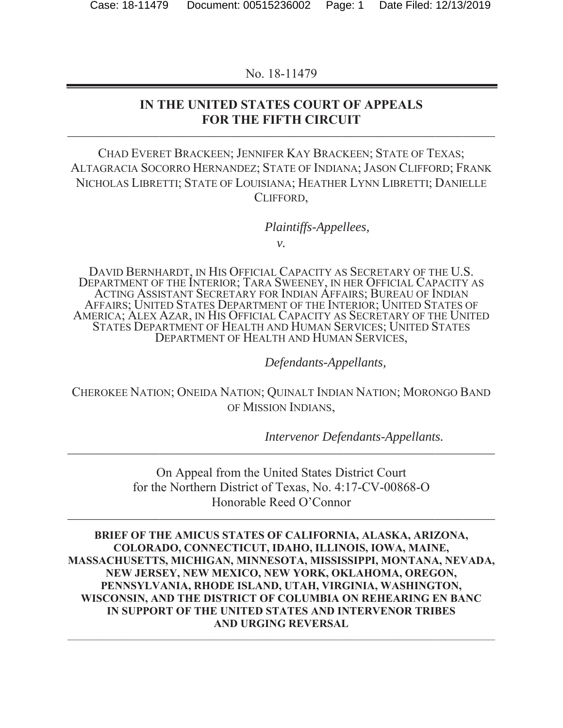No. 18-11479

# IN THE UNITED STATES COURT OF APPEALS FOR THE FIFTH CIRCUIT

CHAD EVERET BRACKEEN; JENNIFER KAY BRACKEEN; STATE OF TEXAS; ALTAGRACIA SOCORRO HERNANDEZ; STATE OF INDIANA; JASON CLIFFORD; FRANK NICHOLAS LIBRETTI; STATE OF LOUISIANA; HEATHER LYNN LIBRETTI; DANIELLE CLIFFORD,

*Plaintiffs-Appellees,*

*v.*

DAVID BERNHARDT, IN HIS OFFICIAL CAPACITY AS SECRETARY OF THE U.S. DEPARTMENT OF THE INTERIOR; TARA SWEENEY, IN HER OFFICIAL CAPACITY AS ACTING ASSISTANT SECRETARY FOR INDIAN AFFAIRS; BUREAU OF INDIAN AFFAIRS; UNITED STATES DEPARTMENT OF THE INTERIOR; UNITED STATES OF AMERICA; ALEX AZAR, IN HIS OFFICIAL CAPACITY AS SECRETARY OF THE UNITED STATES DEPARTMENT OF HEALTH AND HUMAN SERVICES; UNITED STATES DEPARTMENT OF HEALTH AND HUMAN SERVICES,

*Defendants-Appellants,*

CHEROKEE NATION; ONEIDA NATION; QUINALT INDIAN NATION; MORONGO BAND OF MISSION INDIANS,

*Intervenor Defendants-Appellants.*

On Appeal from the United States District Court for the Northern District of Texas, No. 4:17-CV-00868-O
Honorable Reed O'Connor

**BRIEF OF THE AMICUS STATES OF CALIFORNIA, ALASKA, ARIZONA, COLORADO, CONNECTICUT, IDAHO, ILLINOIS, IOWA, MAINE, MASSACHUSETTS, MICHIGAN, MINNESOTA, MISSISSIPPI, MONTANA, NEVADA, NEW JERSEY, NEW MEXICO, NEW YORK, OKLAHOMA, OREGON, PENNSYLVANIA, RHODE ISLAND, UTAH, VIRGINIA, WASHINGTON, WISCONSIN, AND THE DISTRICT OF COLUMBIA ON REHEARING EN BANC IN SUPPORT OF THE UNITED STATES AND INTERVENOR TRIBES AND URGING REVERSAL**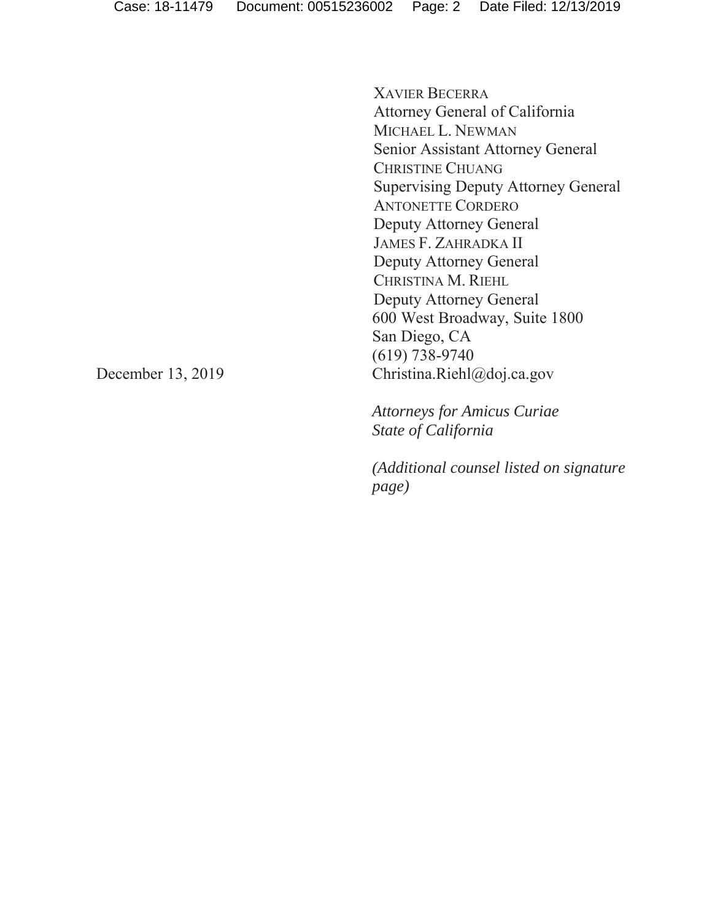XAVIER BECERRA
Attorney General of California
MICHAEL L. NEWMAN
Senior Assistant Attorney General
CHRISTINE CHUANG
Supervising Deputy Attorney General
ANTONETTE CORDERO
Deputy Attorney General
JAMES F. ZAHRADKA II
Deputy Attorney General
CHRISTINA M. RIEHL
Deputy Attorney General
600 West Broadway, Suite 1800
San Diego, CA
(619) 738-9740
Christina.Riehl@doj.ca.gov

December 13, 2019

*Attorneys for Amicus Curiae*
*State of California*

*(Additional counsel listed on signature page)*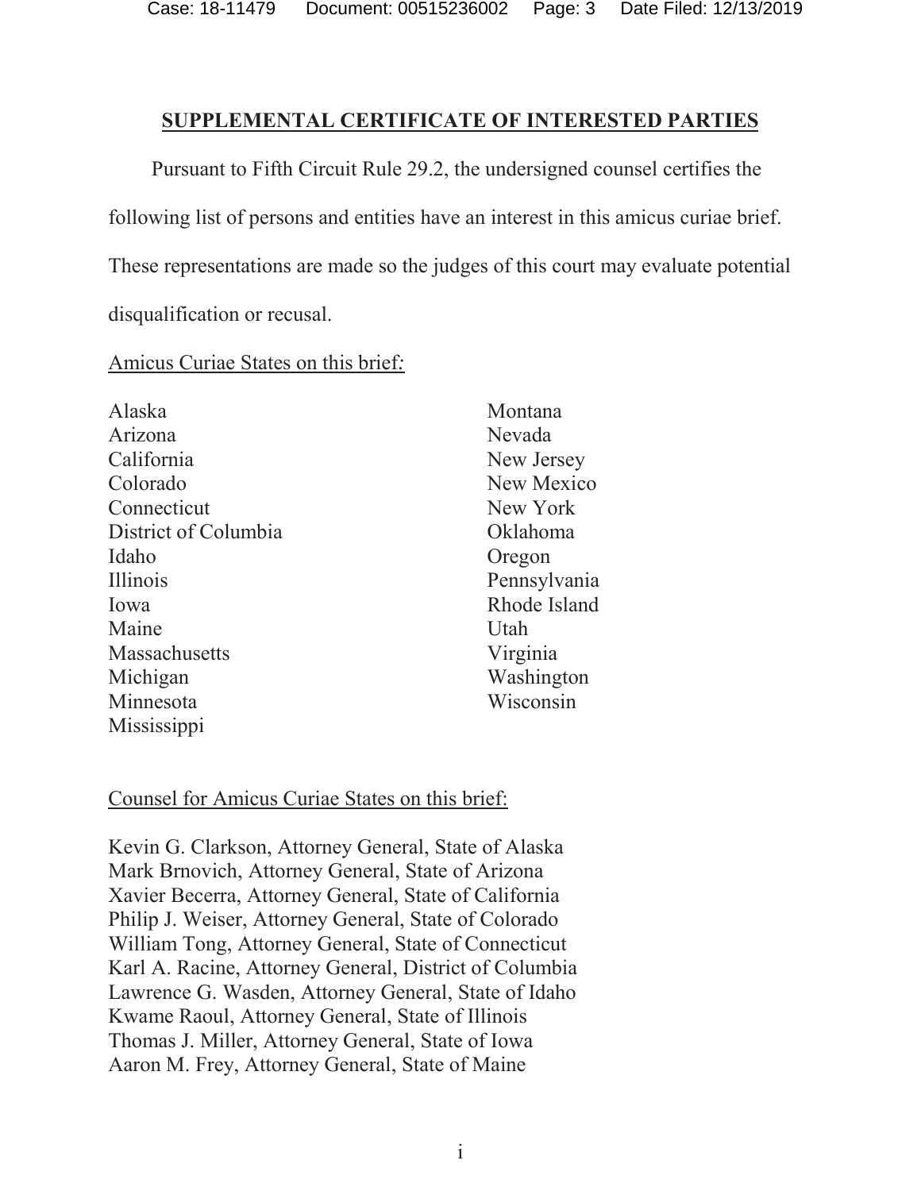## SUPPLEMENTAL CERTIFICATE OF INTERESTED PARTIES

Pursuant to Fifth Circuit Rule 29.2, the undersigned counsel certifies the following list of persons and entities have an interest in this amicus curiae brief. These representations are made so the judges of this court may evaluate potential disqualification or recusal.

Amicus Curiae States on this brief:

Alaska
Arizona
California
Colorado
Connecticut
District of Columbia
Idaho
Illinois
Iowa
Maine
Massachusetts
Michigan
Minnesota
Mississippi
Montana
Nevada
New Jersey
New Mexico
New York
Oklahoma
Oregon
Pennsylvania
Rhode Island
Utah
Virginia
Washington
Wisconsin

Counsel for Amicus Curiae States on this brief:

Kevin G. Clarkson, Attorney General, State of Alaska
Mark Brnovich, Attorney General, State of Arizona
Xavier Becerra, Attorney General, State of California
Philip J. Weiser, Attorney General, State of Colorado
William Tong, Attorney General, State of Connecticut
Karl A. Racine, Attorney General, District of Columbia
Lawrence G. Wasden, Attorney General, State of Idaho
Kwame Raoul, Attorney General, State of Illinois
Thomas J. Miller, Attorney General, State of Iowa
Aaron M. Frey, Attorney General, State of Maine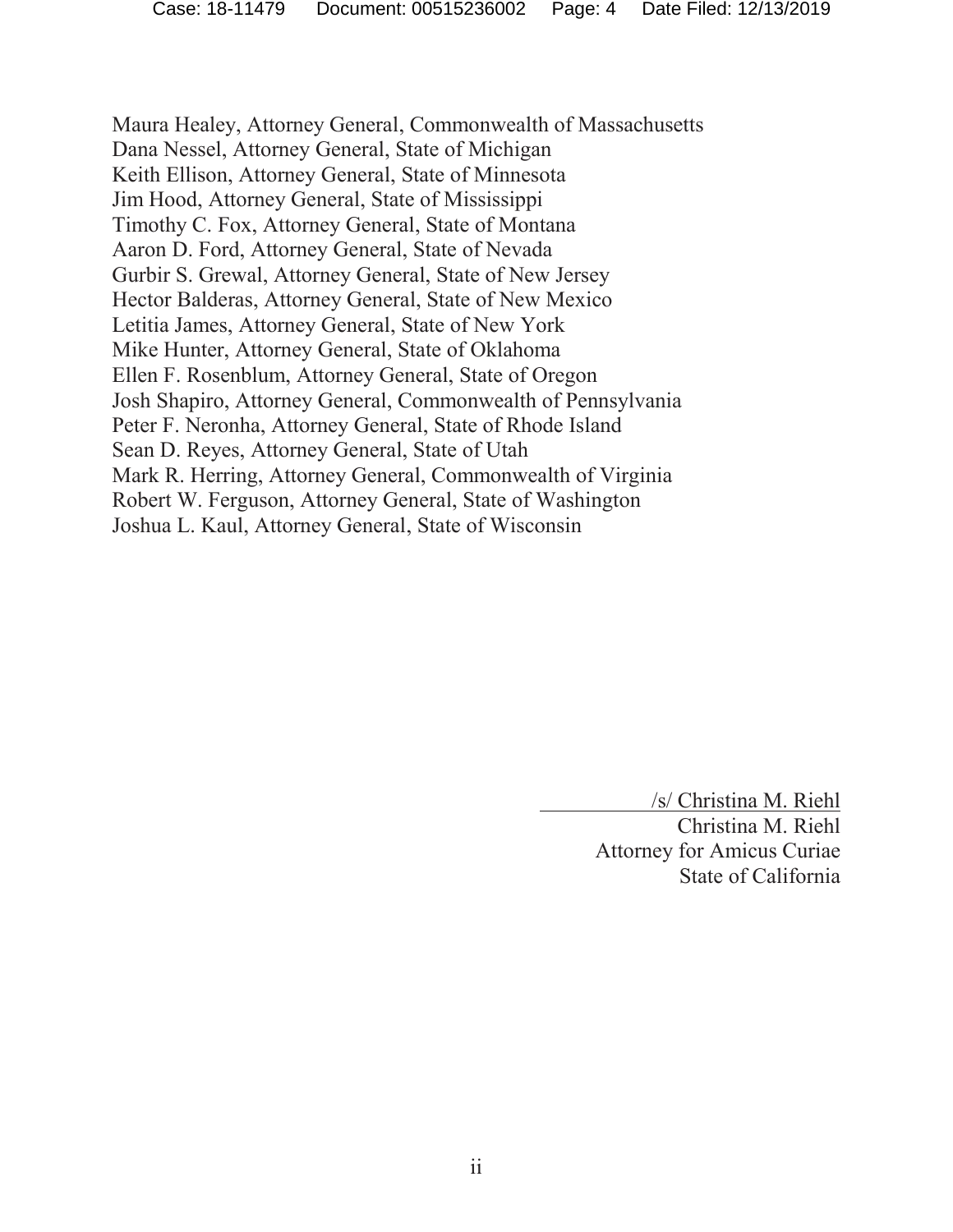Maura Healey, Attorney General, Commonwealth of Massachusetts
Dana Nessel, Attorney General, State of Michigan
Keith Ellison, Attorney General, State of Minnesota
Jim Hood, Attorney General, State of Mississippi
Timothy C. Fox, Attorney General, State of Montana
Aaron D. Ford, Attorney General, State of Nevada
Gurbir S. Grewal, Attorney General, State of New Jersey
Hector Balderas, Attorney General, State of New Mexico
Letitia James, Attorney General, State of New York
Mike Hunter, Attorney General, State of Oklahoma
Ellen F. Rosenblum, Attorney General, State of Oregon
Josh Shapiro, Attorney General, Commonwealth of Pennsylvania
Peter F. Neronha, Attorney General, State of Rhode Island
Sean D. Reyes, Attorney General, State of Utah
Mark R. Herring, Attorney General, Commonwealth of Virginia
Robert W. Ferguson, Attorney General, State of Washington
Joshua L. Kaul, Attorney General, State of Wisconsin

/s/ Christina M. Riehl
Christina M. Riehl
Attorney for Amicus Curiae
State of California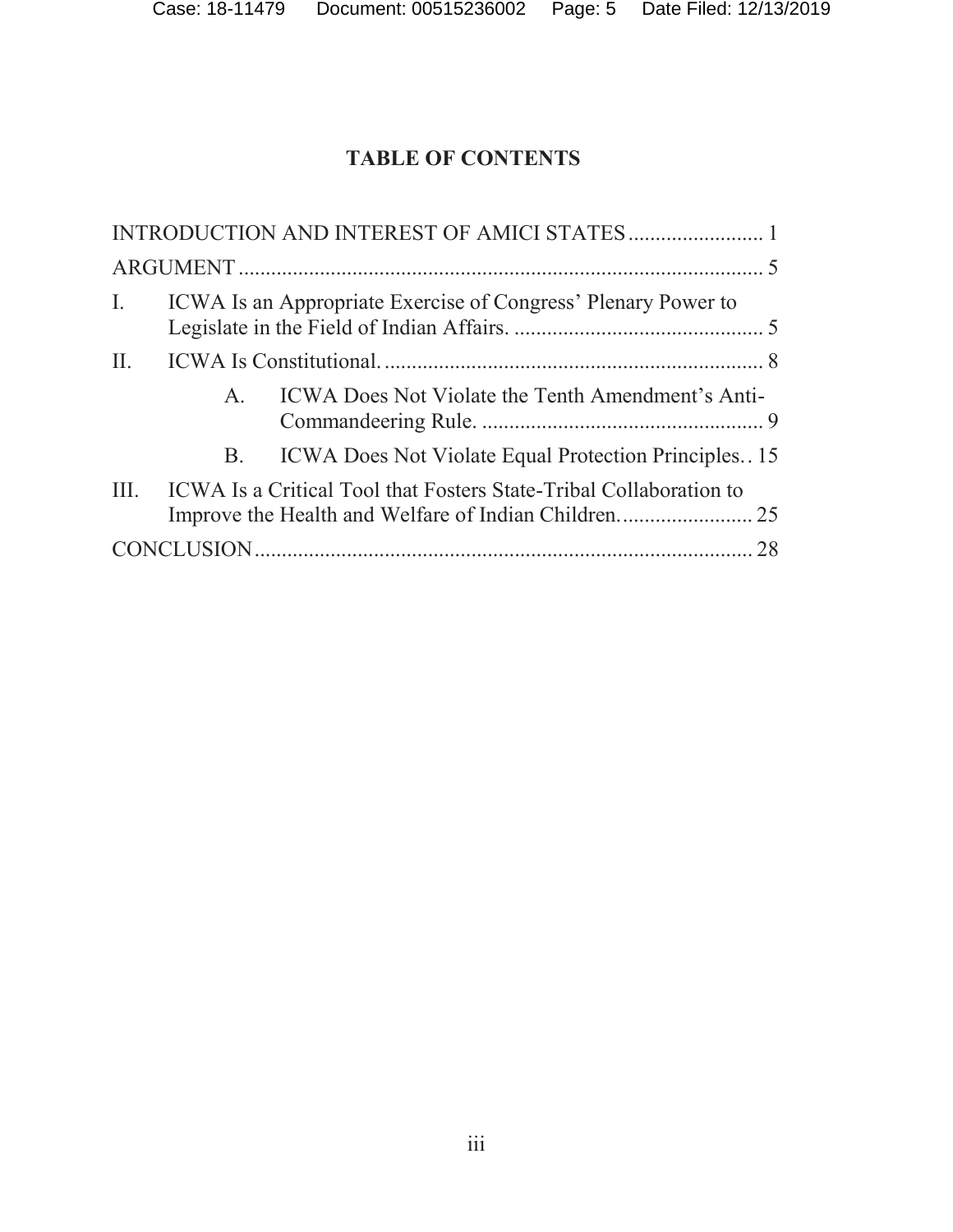# TABLE OF CONTENTS

INTRODUCTION AND INTEREST OF AMICI STATES ........................ 1

ARGUMENT ................................................................................ 5

I. ICWA Is an Appropriate Exercise of Congress' Plenary Power to Legislate in the Field of Indian Affairs. .............................................. 5

II. ICWA Is Constitutional. ..................................................................... 8

  A. ICWA Does Not Violate the Tenth Amendment's Anti-Commandeering Rule. .................................................... 9

  B. ICWA Does Not Violate Equal Protection Principles. . 15

III. ICWA Is a Critical Tool that Fosters State-Tribal Collaboration to Improve the Health and Welfare of Indian Children. ....................... 25

CONCLUSION .......................................................................... 28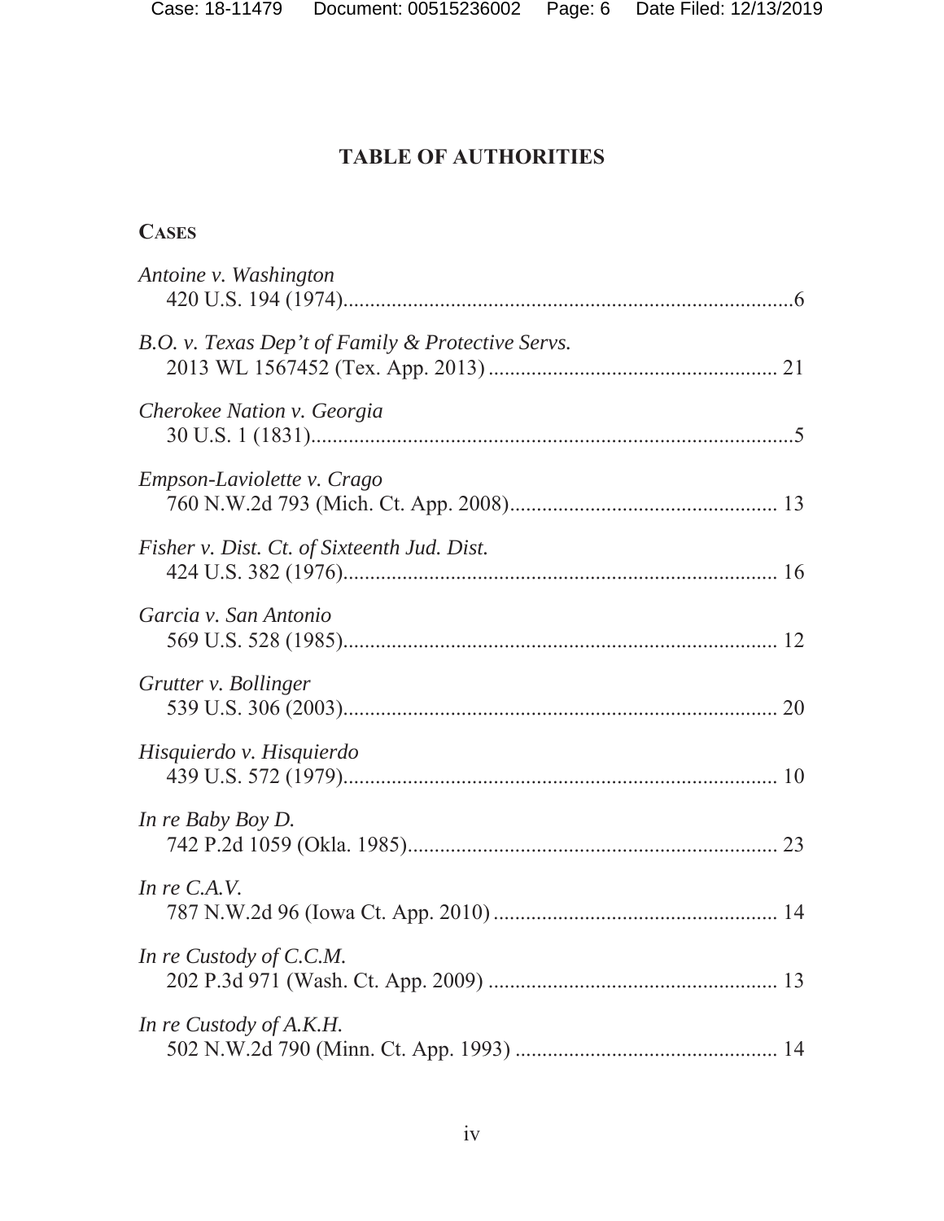# TABLE OF AUTHORITIES

## CASES

*Antoine v. Washington*
420 U.S. 194 (1974)....................................................................................6

*B.O. v. Texas Dep't of Family & Protective Servs.*
2013 WL 1567452 (Tex. App. 2013) ...................................................... 21

*Cherokee Nation v. Georgia*
30 U.S. 1 (1831)..........................................................................................5

*Empson-Laviolette v. Crago*
760 N.W.2d 793 (Mich. Ct. App. 2008).................................................. 13

*Fisher v. Dist. Ct. of Sixteenth Jud. Dist.*
424 U.S. 382 (1976)................................................................................. 16

*Garcia v. San Antonio*
569 U.S. 528 (1985)................................................................................. 12

*Grutter v. Bollinger*
539 U.S. 306 (2003)................................................................................. 20

*Hisquierdo v. Hisquierdo*
439 U.S. 572 (1979)................................................................................. 10

*In re Baby Boy D.*
742 P.2d 1059 (Okla. 1985)..................................................................... 23

*In re C.A.V.*
787 N.W.2d 96 (Iowa Ct. App. 2010) ..................................................... 14

*In re Custody of C.C.M.*
202 P.3d 971 (Wash. Ct. App. 2009) ...................................................... 13

*In re Custody of A.K.H.*
502 N.W.2d 790 (Minn. Ct. App. 1993) ................................................. 14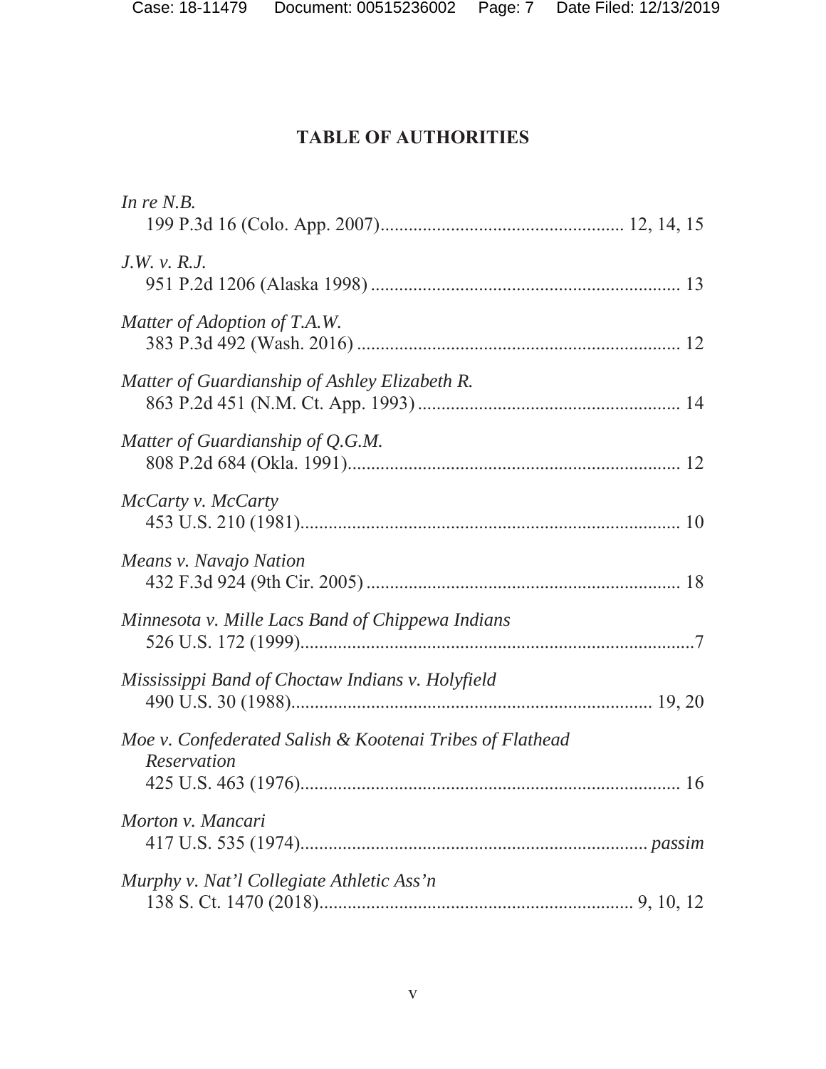## TABLE OF AUTHORITIES

*In re N.B.*
199 P.3d 16 (Colo. App. 2007) .................................................. 12, 14, 15

*J.W. v. R.J.*
951 P.2d 1206 (Alaska 1998) ................................................................. 13

*Matter of Adoption of T.A.W.*
383 P.3d 492 (Wash. 2016) .................................................................... 12

*Matter of Guardianship of Ashley Elizabeth R.*
863 P.2d 451 (N.M. Ct. App. 1993) ....................................................... 14

*Matter of Guardianship of Q.G.M.*
808 P.2d 684 (Okla. 1991) ..................................................................... 12

*McCarty v. McCarty*
453 U.S. 210 (1981) ................................................................................ 10

*Means v. Navajo Nation*
432 F.3d 924 (9th Cir. 2005) .................................................................. 18

*Minnesota v. Mille Lacs Band of Chippewa Indians*
526 U.S. 172 (1999) ..................................................................................7

*Mississippi Band of Choctaw Indians v. Holyfield*
490 U.S. 30 (1988) ............................................................................ 19, 20

*Moe v. Confederated Salish & Kootenai Tribes of Flathead Reservation*
425 U.S. 463 (1976) ................................................................................ 16

*Morton v. Mancari*
417 U.S. 535 (1974) ......................................................................... *passim*

*Murphy v. Nat'l Collegiate Athletic Ass'n*
138 S. Ct. 1470 (2018) ................................................................. 9, 10, 12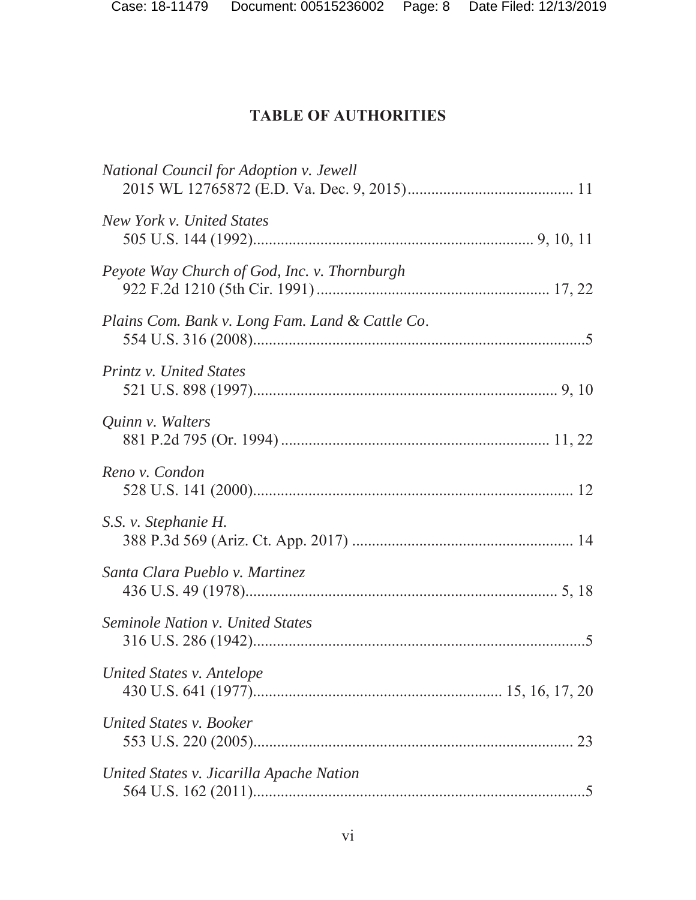## TABLE OF AUTHORITIES

*National Council for Adoption v. Jewell*
2015 WL 12765872 (E.D. Va. Dec. 9, 2015).......................................... 11

*New York v. United States*
505 U.S. 144 (1992)...................................................................... 9, 10, 11

*Peyote Way Church of God, Inc. v. Thornburgh*
922 F.2d 1210 (5th Cir. 1991) .......................................................... 17, 22

*Plains Com. Bank v. Long Fam. Land & Cattle Co*.
554 U.S. 316 (2008)....................................................................................5

*Printz v. United States*
521 U.S. 898 (1997)............................................................................ 9, 10

*Quinn v. Walters*
881 P.2d 795 (Or. 1994) ................................................................... 11, 22

*Reno v. Condon*
528 U.S. 141 (2000)................................................................................ 12

*S.S. v. Stephanie H.*
388 P.3d 569 (Ariz. Ct. App. 2017) ....................................................... 14

*Santa Clara Pueblo v. Martinez*
436 U.S. 49 (1978).............................................................................. 5, 18

*Seminole Nation v. United States*
316 U.S. 286 (1942)...................................................................................5

*United States v. Antelope*
430 U.S. 641 (1977).............................................................. 15, 16, 17, 20

*United States v. Booker*
553 U.S. 220 (2005)................................................................................ 23

*United States v. Jicarilla Apache Nation*
564 U.S. 162 (2011)...................................................................................5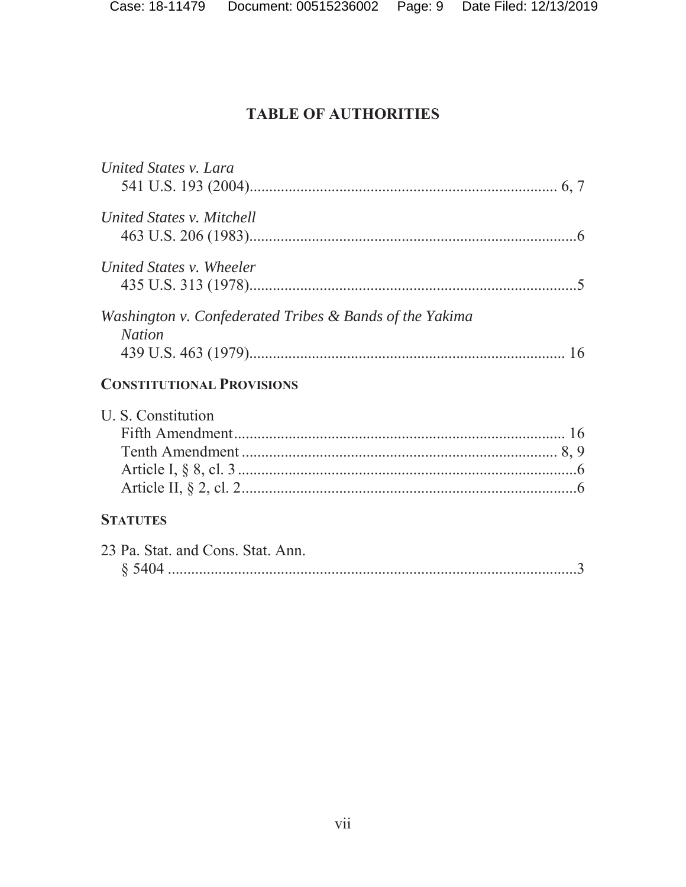# TABLE OF AUTHORITIES

*United States v. Lara*
541 U.S. 193 (2004)............................................................................. 6, 7

*United States v. Mitchell*
463 U.S. 206 (1983)..................................................................................6

*United States v. Wheeler*
435 U.S. 313 (1978)..................................................................................5

*Washington v. Confederated Tribes & Bands of the Yakima Nation*
439 U.S. 463 (1979)................................................................................ 16

**CONSTITUTIONAL PROVISIONS**

U. S. Constitution
Fifth Amendment.................................................................................... 16
Tenth Amendment ................................................................................ 8, 9
Article I, § 8, cl. 3 ......................................................................................6
Article II, § 2, cl. 2.....................................................................................6

**STATUTES**

23 Pa. Stat. and Cons. Stat. Ann.
§ 5404 .........................................................................................................3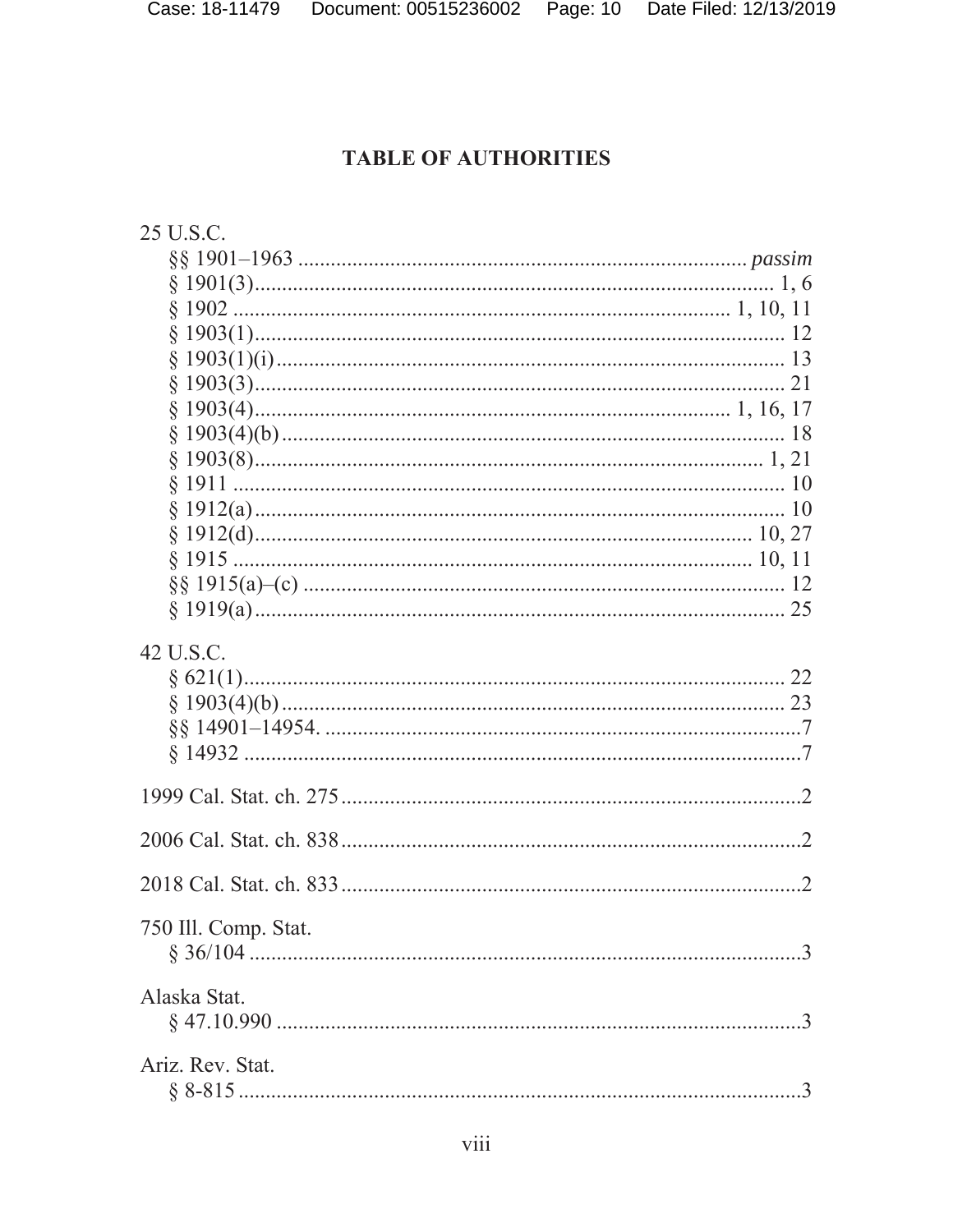## TABLE OF AUTHORITIES

25 U.S.C.

§§ 1901–1963 .................................................................................. *passim*
§ 1901(3)................................................................................................ 1, 6
§ 1902 ........................................................................................ 1, 10, 11
§ 1903(1)................................................................................................. 12
§ 1903(1)(i)............................................................................................. 13
§ 1903(3)................................................................................................. 21
§ 1903(4)...................................................................................... 1, 16, 17
§ 1903(4)(b)............................................................................................. 18
§ 1903(8)............................................................................................. 1, 21
§ 1911 ..................................................................................................... 10
§ 1912(a)................................................................................................. 10
§ 1912(d)........................................................................................... 10, 27
§ 1915 ............................................................................................... 10, 11
§§ 1915(a)–(c) ......................................................................................... 12
§ 1919(a)................................................................................................. 25

42 U.S.C.

§ 621(1)................................................................................................... 22
§ 1903(4)(b)............................................................................................. 23
§§ 14901–14954. ........................................................................................7
§ 14932 .......................................................................................................7

1999 Cal. Stat. ch. 275....................................................................................2

2006 Cal. Stat. ch. 838....................................................................................2

2018 Cal. Stat. ch. 833....................................................................................2

750 Ill. Comp. Stat.

§ 36/104 .....................................................................................................3

Alaska Stat.

§ 47.10.990 ................................................................................................3

Ariz. Rev. Stat.

§ 8-815 .......................................................................................................3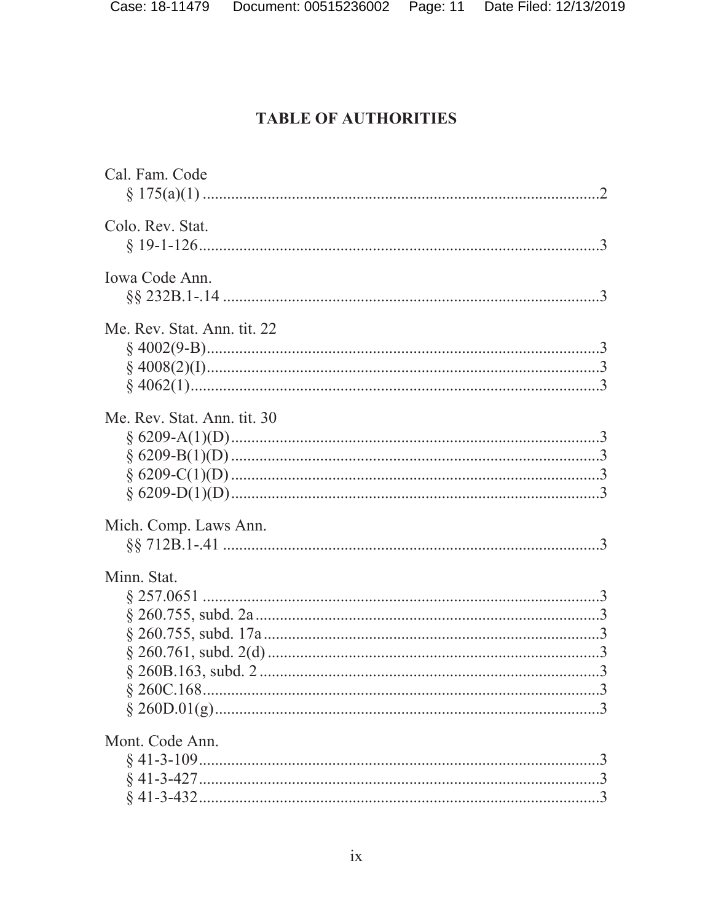## TABLE OF AUTHORITIES

Cal. Fam. Code
§ 175(a)(1) .................................................................................................2

Colo. Rev. Stat.
§ 19-1-126...................................................................................................3

Iowa Code Ann.
§§ 232B.1-.14 .............................................................................................3

Me. Rev. Stat. Ann. tit. 22
§ 4002(9-B).................................................................................................3
§ 4008(2)(I).................................................................................................3
§ 4062(1).....................................................................................................3

Me. Rev. Stat. Ann. tit. 30
§ 6209-A(1)(D)...........................................................................................3
§ 6209-B(1)(D)...........................................................................................3
§ 6209-C(1)(D)...........................................................................................3
§ 6209-D(1)(D)...........................................................................................3

Mich. Comp. Laws Ann.
§§ 712B.1-.41 .............................................................................................3

Minn. Stat.
§ 257.0651 ..................................................................................................3
§ 260.755, subd. 2a.....................................................................................3
§ 260.755, subd. 17a...................................................................................3
§ 260.761, subd. 2(d)..................................................................................3
§ 260B.163, subd. 2....................................................................................3
§ 260C.168..................................................................................................3
§ 260D.01(g)...............................................................................................3

Mont. Code Ann.
§ 41-3-109...................................................................................................3
§ 41-3-427...................................................................................................3
§ 41-3-432...................................................................................................3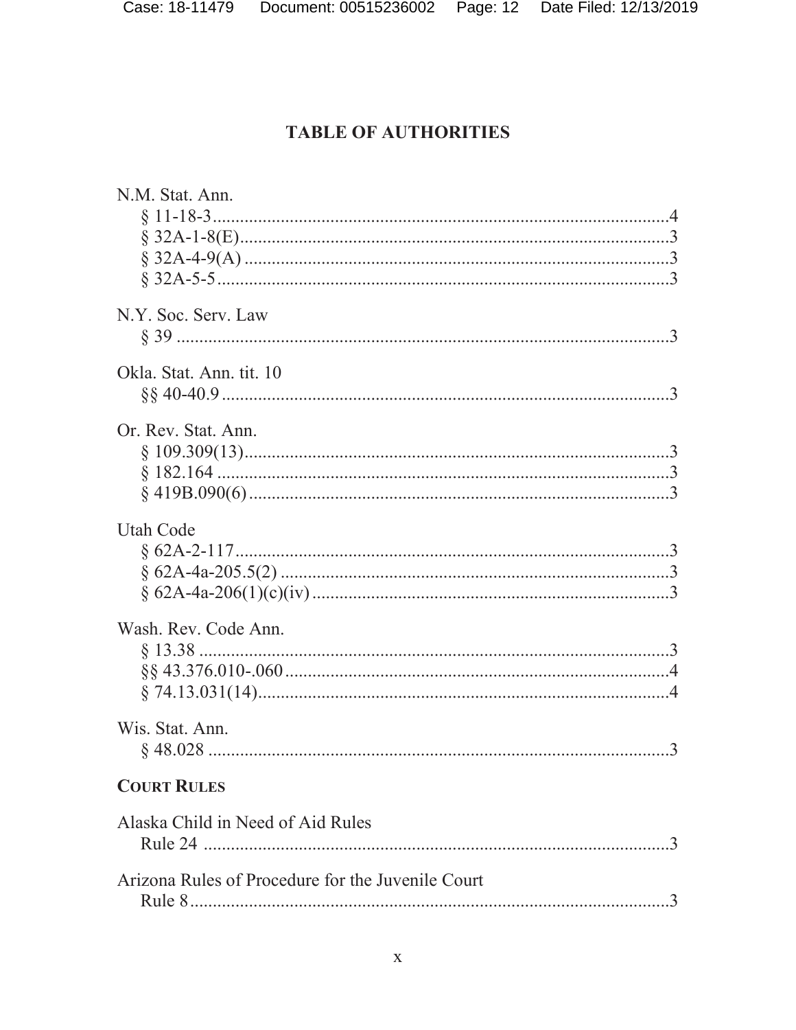## TABLE OF AUTHORITIES

N.M. Stat. Ann.
§ 11-18-3 .......... 4
§ 32A-1-8(E) .......... 3
§ 32A-4-9(A) .......... 3
§ 32A-5-5 .......... 3

N.Y. Soc. Serv. Law
§ 39 .......... 3

Okla. Stat. Ann. tit. 10
§§ 40-40.9 .......... 3

Or. Rev. Stat. Ann.
§ 109.309(13) .......... 3
§ 182.164 .......... 3
§ 419B.090(6) .......... 3

Utah Code
§ 62A-2-117 .......... 3
§ 62A-4a-205.5(2) .......... 3
§ 62A-4a-206(1)(c)(iv) .......... 3

Wash. Rev. Code Ann.
§ 13.38 .......... 3
§§ 43.376.010-.060 .......... 4
§ 74.13.031(14) .......... 4

Wis. Stat. Ann.
§ 48.028 .......... 3

**COURT RULES**

Alaska Child in Need of Aid Rules
Rule 24 .......... 3

Arizona Rules of Procedure for the Juvenile Court
Rule 8 .......... 3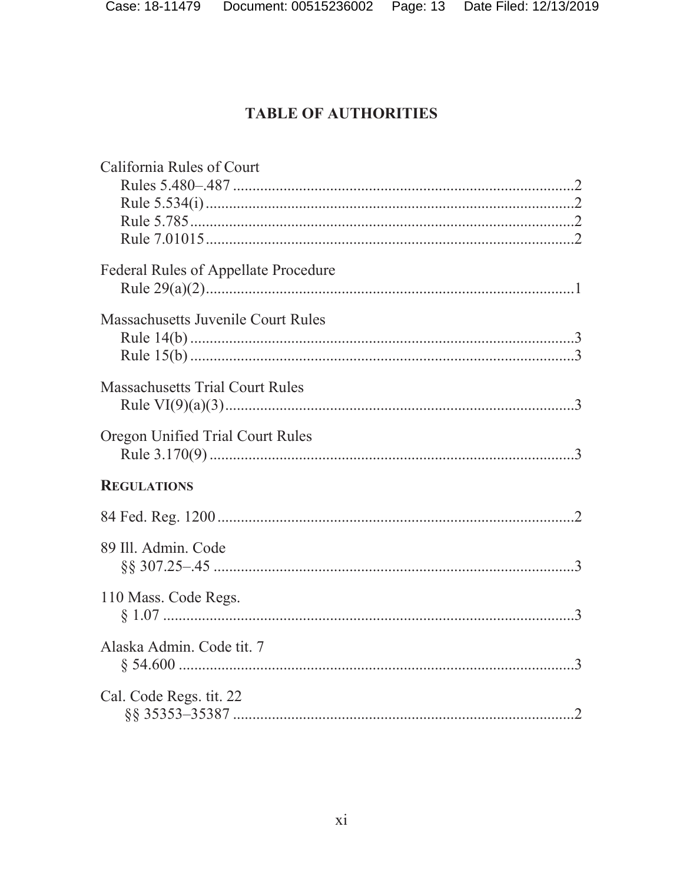## TABLE OF AUTHORITIES

California Rules of Court
- Rules 5.480–.487 ........................................................................................2
- Rule 5.534(i) ................................................................................................2
- Rule 5.785 ....................................................................................................2
- Rule 7.01015 ................................................................................................2

Federal Rules of Appellate Procedure
- Rule 29(a)(2) ................................................................................................1

Massachusetts Juvenile Court Rules
- Rule 14(b) ....................................................................................................3
- Rule 15(b) ....................................................................................................3

Massachusetts Trial Court Rules
- Rule VI(9)(a)(3) ...........................................................................................3

Oregon Unified Trial Court Rules
- Rule 3.170(9) ...............................................................................................3

**REGULATIONS**

84 Fed. Reg. 1200 ............................................................................................2

89 Ill. Admin. Code
- §§ 307.25–.45 ..............................................................................................3

110 Mass. Code Regs.
- § 1.07 ...........................................................................................................3

Alaska Admin. Code tit. 7
- § 54.600 .......................................................................................................3

Cal. Code Regs. tit. 22
- §§ 35353–35387 ..........................................................................................2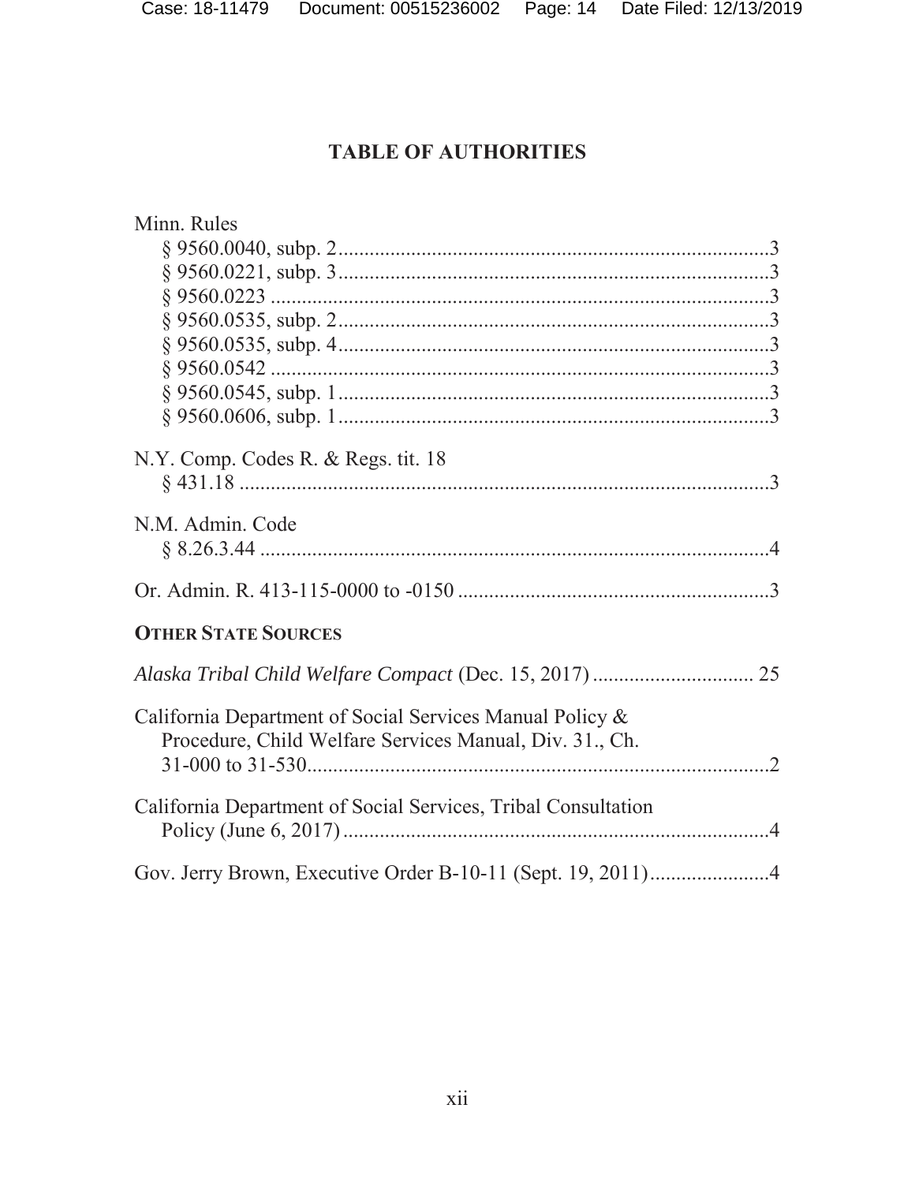## TABLE OF AUTHORITIES

Minn. Rules
- § 9560.0040, subp. 2 .................................................................................. 3
- § 9560.0221, subp. 3 .................................................................................. 3
- § 9560.0223 ................................................................................................ 3
- § 9560.0535, subp. 2 .................................................................................. 3
- § 9560.0535, subp. 4 .................................................................................. 3
- § 9560.0542 ................................................................................................ 3
- § 9560.0545, subp. 1 .................................................................................. 3
- § 9560.0606, subp. 1 .................................................................................. 3

N.Y. Comp. Codes R. & Regs. tit. 18
- § 431.18 ...................................................................................................... 3

N.M. Admin. Code
- § 8.26.3.44 .................................................................................................. 4

Or. Admin. R. 413-115-0000 to -0150 ............................................................ 3

**OTHER STATE SOURCES**

*Alaska Tribal Child Welfare Compact* (Dec. 15, 2017) ............................... 25

California Department of Social Services Manual Policy & Procedure, Child Welfare Services Manual, Div. 31., Ch. 31-000 to 31-530 ........................................................................................ 2

California Department of Social Services, Tribal Consultation Policy (June 6, 2017) .................................................................................. 4

Gov. Jerry Brown, Executive Order B-10-11 (Sept. 19, 2011) ....................... 4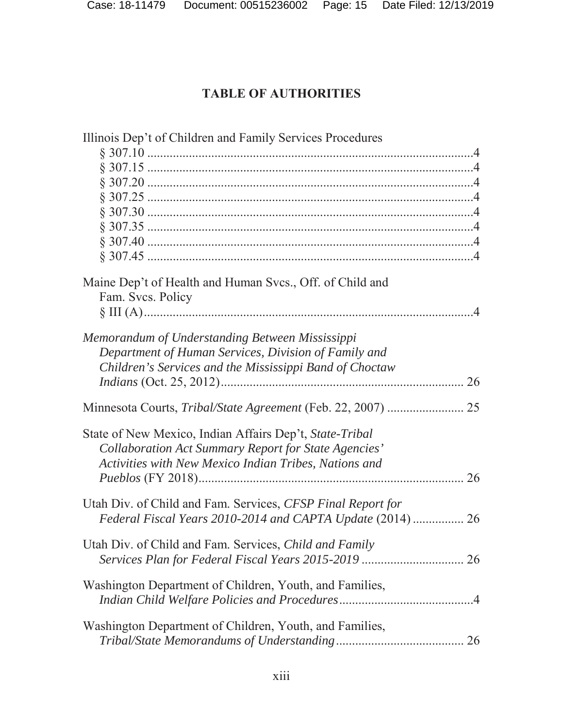## TABLE OF AUTHORITIES

Illinois Dep't of Children and Family Services Procedures
- § 307.10 ....................................................................................................4
- § 307.15 ....................................................................................................4
- § 307.20 ....................................................................................................4
- § 307.25 ....................................................................................................4
- § 307.30 ....................................................................................................4
- § 307.35 ....................................................................................................4
- § 307.40 ....................................................................................................4
- § 307.45 ....................................................................................................4

Maine Dep't of Health and Human Svcs., Off. of Child and Fam. Svcs. Policy
- § III (A).....................................................................................................4

*Memorandum of Understanding Between Mississippi Department of Human Services, Division of Family and Children's Services and the Mississippi Band of Choctaw Indians* (Oct. 25, 2012)........................................................................... 26

Minnesota Courts, *Tribal/State Agreement* (Feb. 22, 2007) ....................... 25

State of New Mexico, Indian Affairs Dep't, *State-Tribal Collaboration Act Summary Report for State Agencies' Activities with New Mexico Indian Tribes, Nations and Pueblos* (FY 2018)................................................................................ 26

Utah Div. of Child and Fam. Services, *CFSP Final Report for Federal Fiscal Years 2010-2014 and CAPTA Update* (2014) ................ 26

Utah Div. of Child and Fam. Services, *Child and Family Services Plan for Federal Fiscal Years 2015-2019* ............................... 26

Washington Department of Children, Youth, and Families, *Indian Child Welfare Policies and Procedures*..........................................4

Washington Department of Children, Youth, and Families, *Tribal/State Memorandums of Understanding*....................................... 26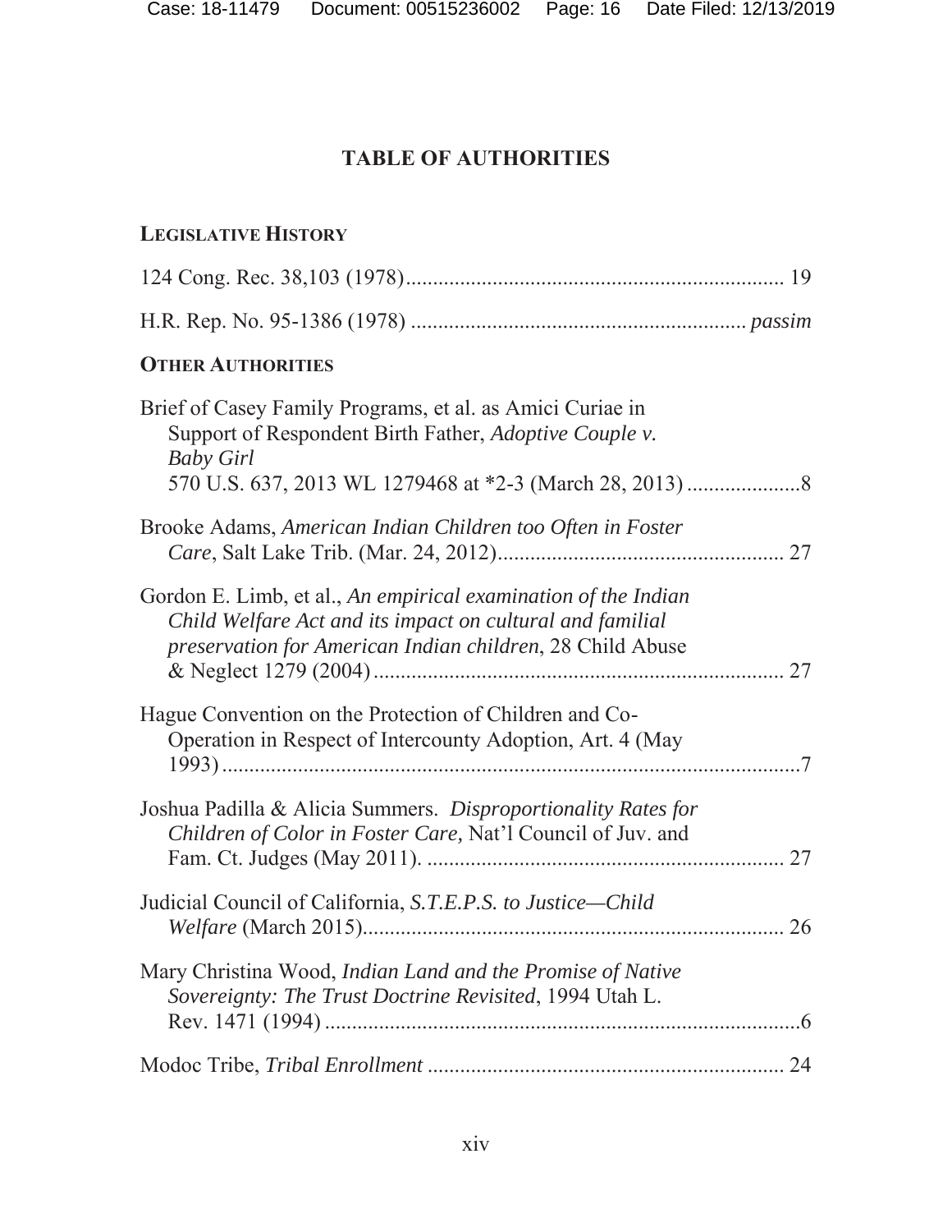## TABLE OF AUTHORITIES

### LEGISLATIVE HISTORY

124 Cong. Rec. 38,103 (1978) .................................................................... 19

H.R. Rep. No. 95-1386 (1978) ............................................................ *passim*

### OTHER AUTHORITIES

Brief of Casey Family Programs, et al. as Amici Curiae in Support of Respondent Birth Father, *Adoptive Couple v. Baby Girl* 570 U.S. 637, 2013 WL 1279468 at *2-3 (March 28, 2013) .....................8

Brooke Adams, *American Indian Children too Often in Foster Care*, Salt Lake Trib. (Mar. 24, 2012).................................................... 27

Gordon E. Limb, et al., *An empirical examination of the Indian Child Welfare Act and its impact on cultural and familial preservation for American Indian children*, 28 Child Abuse & Neglect 1279 (2004) ........................................................................... 27

Hague Convention on the Protection of Children and Co-Operation in Respect of Intercounty Adoption, Art. 4 (May 1993) ...........................................................................................................7

Joshua Padilla & Alicia Summers. *Disproportionality Rates for Children of Color in Foster Care,* Nat'l Council of Juv. and Fam. Ct. Judges (May 2011). ................................................................. 27

Judicial Council of California, *S.T.E.P.S. to Justice—Child Welfare* (March 2015)............................................................................. 26

Mary Christina Wood, *Indian Land and the Promise of Native Sovereignty: The Trust Doctrine Revisited*, 1994 Utah L. Rev. 1471 (1994) ........................................................................................6

Modoc Tribe, *Tribal Enrollment* ................................................................. 24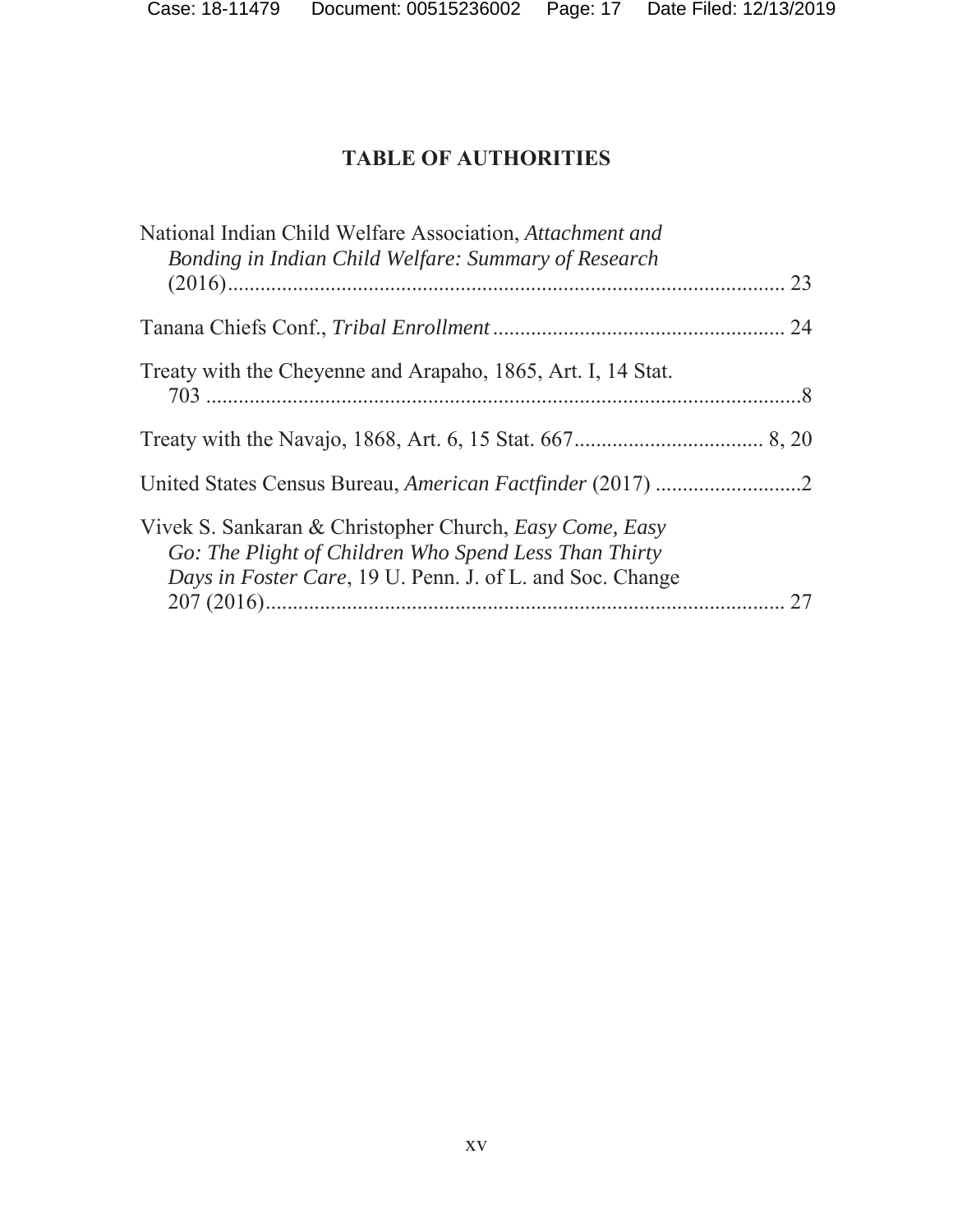# TABLE OF AUTHORITIES

National Indian Child Welfare Association, *Attachment and Bonding in Indian Child Welfare: Summary of Research* (2016)............................................................................................ 23

Tanana Chiefs Conf., *Tribal Enrollment* ...................................................... 24

Treaty with the Cheyenne and Arapaho, 1865, Art. I, 14 Stat. 703 ..............................................................................................................8

Treaty with the Navajo, 1868, Art. 6, 15 Stat. 667................................... 8, 20

United States Census Bureau, *American Factfinder* (2017) ...........................2

Vivek S. Sankaran & Christopher Church, *Easy Come, Easy Go: The Plight of Children Who Spend Less Than Thirty Days in Foster Care*, 19 U. Penn. J. of L. and Soc. Change 207 (2016)................................................................................... 27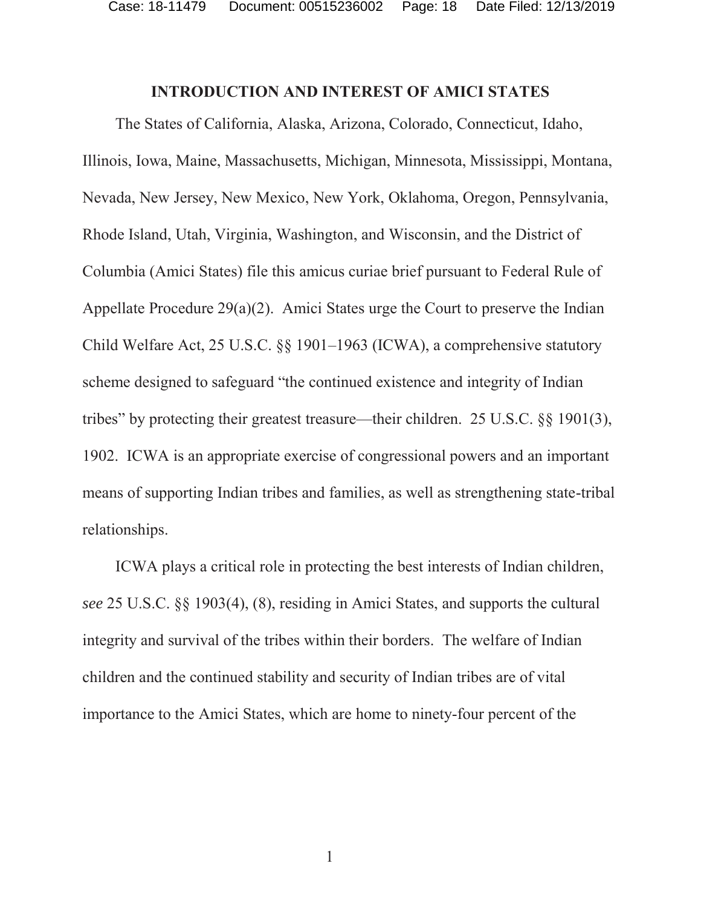## INTRODUCTION AND INTEREST OF AMICI STATES

The States of California, Alaska, Arizona, Colorado, Connecticut, Idaho, Illinois, Iowa, Maine, Massachusetts, Michigan, Minnesota, Mississippi, Montana, Nevada, New Jersey, New Mexico, New York, Oklahoma, Oregon, Pennsylvania, Rhode Island, Utah, Virginia, Washington, and Wisconsin, and the District of Columbia (Amici States) file this amicus curiae brief pursuant to Federal Rule of Appellate Procedure 29(a)(2). Amici States urge the Court to preserve the Indian Child Welfare Act, 25 U.S.C. §§ 1901–1963 (ICWA), a comprehensive statutory scheme designed to safeguard "the continued existence and integrity of Indian tribes" by protecting their greatest treasure—their children. 25 U.S.C. §§ 1901(3), 1902. ICWA is an appropriate exercise of congressional powers and an important means of supporting Indian tribes and families, as well as strengthening state-tribal relationships.

ICWA plays a critical role in protecting the best interests of Indian children, *see* 25 U.S.C. §§ 1903(4), (8), residing in Amici States, and supports the cultural integrity and survival of the tribes within their borders. The welfare of Indian children and the continued stability and security of Indian tribes are of vital importance to the Amici States, which are home to ninety-four percent of the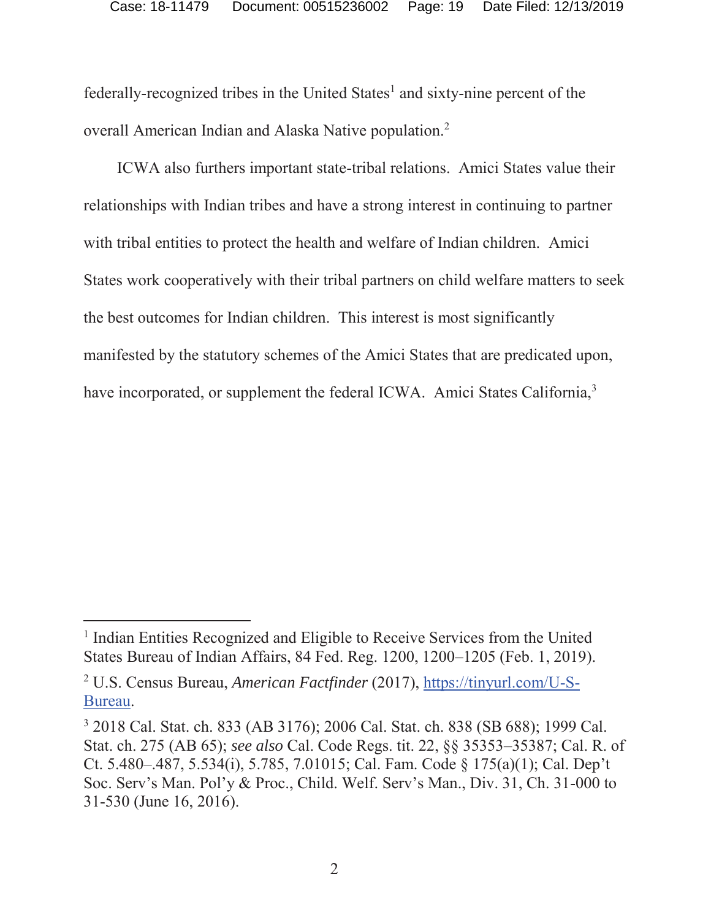federally-recognized tribes in the United States[1] and sixty-nine percent of the overall American Indian and Alaska Native population.[2]

ICWA also furthers important state-tribal relations. Amici States value their relationships with Indian tribes and have a strong interest in continuing to partner with tribal entities to protect the health and welfare of Indian children. Amici States work cooperatively with their tribal partners on child welfare matters to seek the best outcomes for Indian children. This interest is most significantly manifested by the statutory schemes of the Amici States that are predicated upon, have incorporated, or supplement the federal ICWA. Amici States California,[3]

---

[1] Indian Entities Recognized and Eligible to Receive Services from the United States Bureau of Indian Affairs, 84 Fed. Reg. 1200, 1200–1205 (Feb. 1, 2019).

[2] U.S. Census Bureau, *American Factfinder* (2017), [https://tinyurl.com/U-S-Bureau](https://tinyurl.com/U-S-Bureau).

[3] 2018 Cal. Stat. ch. 833 (AB 3176); 2006 Cal. Stat. ch. 838 (SB 688); 1999 Cal. Stat. ch. 275 (AB 65); *see also* Cal. Code Regs. tit. 22, §§ 35353–35387; Cal. R. of Ct. 5.480–.487, 5.534(i), 5.785, 7.01015; Cal. Fam. Code § 175(a)(1); Cal. Dep't Soc. Serv's Man. Pol'y & Proc., Child. Welf. Serv's Man., Div. 31, Ch. 31-000 to 31-530 (June 16, 2016).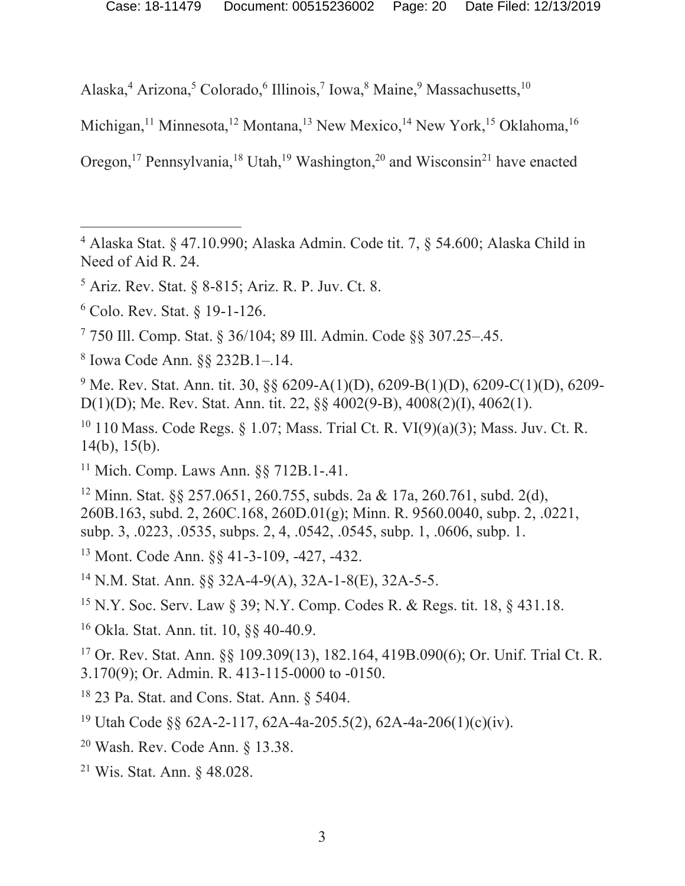Alaska,[4] Arizona,[5] Colorado,[6] Illinois,[7] Iowa,[8] Maine,[9] Massachusetts,[10] Michigan,[11] Minnesota,[12] Montana,[13] New Mexico,[14] New York,[15] Oklahoma,[16] Oregon,[17] Pennsylvania,[18] Utah,[19] Washington,[20] and Wisconsin[21] have enacted

---

[4] Alaska Stat. § 47.10.990; Alaska Admin. Code tit. 7, § 54.600; Alaska Child in Need of Aid R. 24.

[5] Ariz. Rev. Stat. § 8-815; Ariz. R. P. Juv. Ct. 8.

[6] Colo. Rev. Stat. § 19-1-126.

[7] 750 Ill. Comp. Stat. § 36/104; 89 Ill. Admin. Code §§ 307.25–.45.

[8] Iowa Code Ann. §§ 232B.1–.14.

[9] Me. Rev. Stat. Ann. tit. 30, §§ 6209-A(1)(D), 6209-B(1)(D), 6209-C(1)(D), 6209-D(1)(D); Me. Rev. Stat. Ann. tit. 22, §§ 4002(9-B), 4008(2)(I), 4062(1).

[10] 110 Mass. Code Regs. § 1.07; Mass. Trial Ct. R. VI(9)(a)(3); Mass. Juv. Ct. R. 14(b), 15(b).

[11] Mich. Comp. Laws Ann. §§ 712B.1-.41.

[12] Minn. Stat. §§ 257.0651, 260.755, subds. 2a & 17a, 260.761, subd. 2(d), 260B.163, subd. 2, 260C.168, 260D.01(g); Minn. R. 9560.0040, subp. 2, .0221, subp. 3, .0223, .0535, subps. 2, 4, .0542, .0545, subp. 1, .0606, subp. 1.

[13] Mont. Code Ann. §§ 41-3-109, -427, -432.

[14] N.M. Stat. Ann. §§ 32A-4-9(A), 32A-1-8(E), 32A-5-5.

[15] N.Y. Soc. Serv. Law § 39; N.Y. Comp. Codes R. & Regs. tit. 18, § 431.18.

[16] Okla. Stat. Ann. tit. 10, §§ 40-40.9.

[17] Or. Rev. Stat. Ann. §§ 109.309(13), 182.164, 419B.090(6); Or. Unif. Trial Ct. R. 3.170(9); Or. Admin. R. 413-115-0000 to -0150.

[18] 23 Pa. Stat. and Cons. Stat. Ann. § 5404.

[19] Utah Code §§ 62A-2-117, 62A-4a-205.5(2), 62A-4a-206(1)(c)(iv).

[20] Wash. Rev. Code Ann. § 13.38.

[21] Wis. Stat. Ann. § 48.028.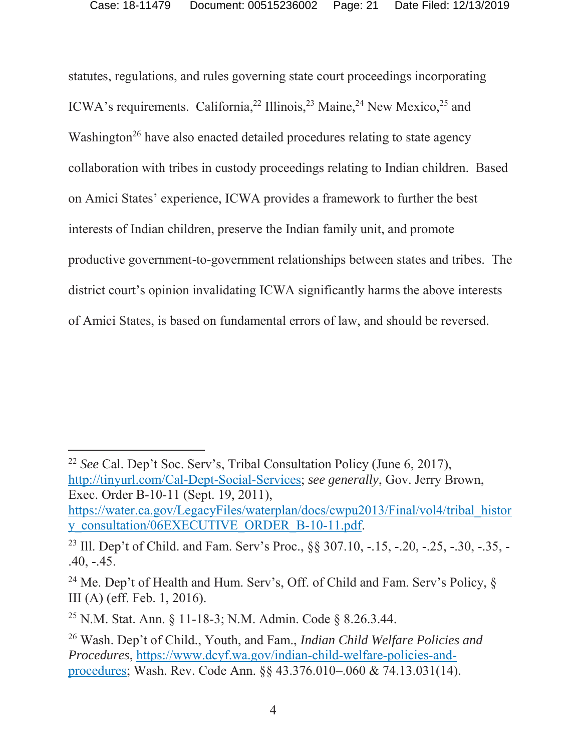statutes, regulations, and rules governing state court proceedings incorporating ICWA's requirements. California,[22] Illinois,[23] Maine,[24] New Mexico,[25] and Washington[26] have also enacted detailed procedures relating to state agency collaboration with tribes in custody proceedings relating to Indian children. Based on Amici States' experience, ICWA provides a framework to further the best interests of Indian children, preserve the Indian family unit, and promote productive government-to-government relationships between states and tribes. The district court's opinion invalidating ICWA significantly harms the above interests of Amici States, is based on fundamental errors of law, and should be reversed.

---

[22] *See* Cal. Dep't Soc. Serv's, Tribal Consultation Policy (June 6, 2017), http://tinyurl.com/Cal-Dept-Social-Services; *see generally*, Gov. Jerry Brown, Exec. Order B-10-11 (Sept. 19, 2011), https://water.ca.gov/LegacyFiles/waterplan/docs/cwpu2013/Final/vol4/tribal_history_consultation/06EXECUTIVE_ORDER_B-10-11.pdf.

[23] Ill. Dep't of Child. and Fam. Serv's Proc., §§ 307.10, -.15, -.20, -.25, -.30, -.35, -.40, -.45.

[24] Me. Dep't of Health and Hum. Serv's, Off. of Child and Fam. Serv's Policy, § III (A) (eff. Feb. 1, 2016).

[25] N.M. Stat. Ann. § 11-18-3; N.M. Admin. Code § 8.26.3.44.

[26] Wash. Dep't of Child., Youth, and Fam., *Indian Child Welfare Policies and Procedures*, https://www.dcyf.wa.gov/indian-child-welfare-policies-and-procedures; Wash. Rev. Code Ann. §§ 43.376.010–.060 & 74.13.031(14).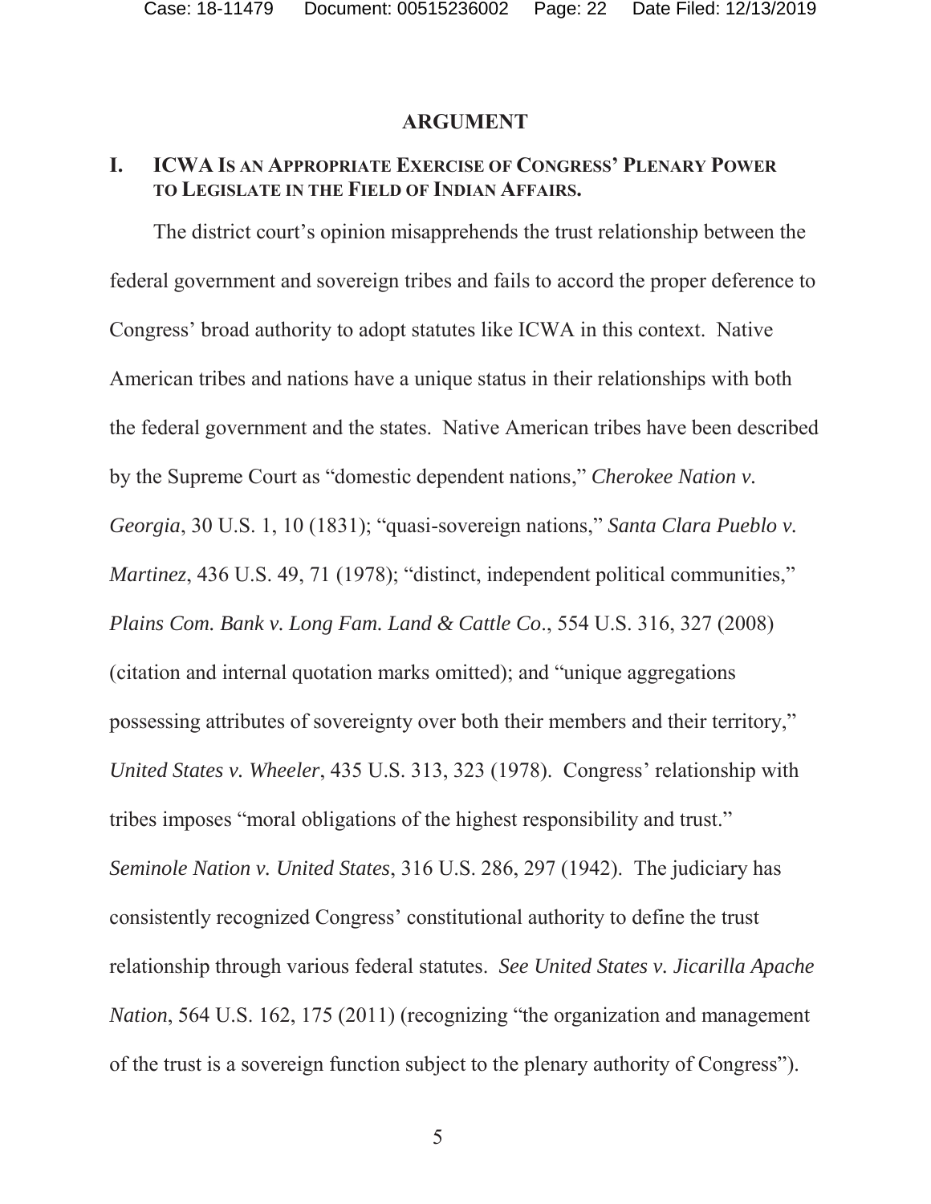## ARGUMENT

### I. ICWA IS AN APPROPRIATE EXERCISE OF CONGRESS' PLENARY POWER TO LEGISLATE IN THE FIELD OF INDIAN AFFAIRS.

The district court's opinion misapprehends the trust relationship between the federal government and sovereign tribes and fails to accord the proper deference to Congress' broad authority to adopt statutes like ICWA in this context. Native American tribes and nations have a unique status in their relationships with both the federal government and the states. Native American tribes have been described by the Supreme Court as "domestic dependent nations," *Cherokee Nation v. Georgia*, 30 U.S. 1, 10 (1831); "quasi-sovereign nations," *Santa Clara Pueblo v. Martinez*, 436 U.S. 49, 71 (1978); "distinct, independent political communities," *Plains Com. Bank v. Long Fam. Land & Cattle Co.*, 554 U.S. 316, 327 (2008) (citation and internal quotation marks omitted); and "unique aggregations possessing attributes of sovereignty over both their members and their territory," *United States v. Wheeler*, 435 U.S. 313, 323 (1978). Congress' relationship with tribes imposes "moral obligations of the highest responsibility and trust." *Seminole Nation v. United States*, 316 U.S. 286, 297 (1942). The judiciary has consistently recognized Congress' constitutional authority to define the trust relationship through various federal statutes. *See United States v. Jicarilla Apache Nation*, 564 U.S. 162, 175 (2011) (recognizing "the organization and management of the trust is a sovereign function subject to the plenary authority of Congress").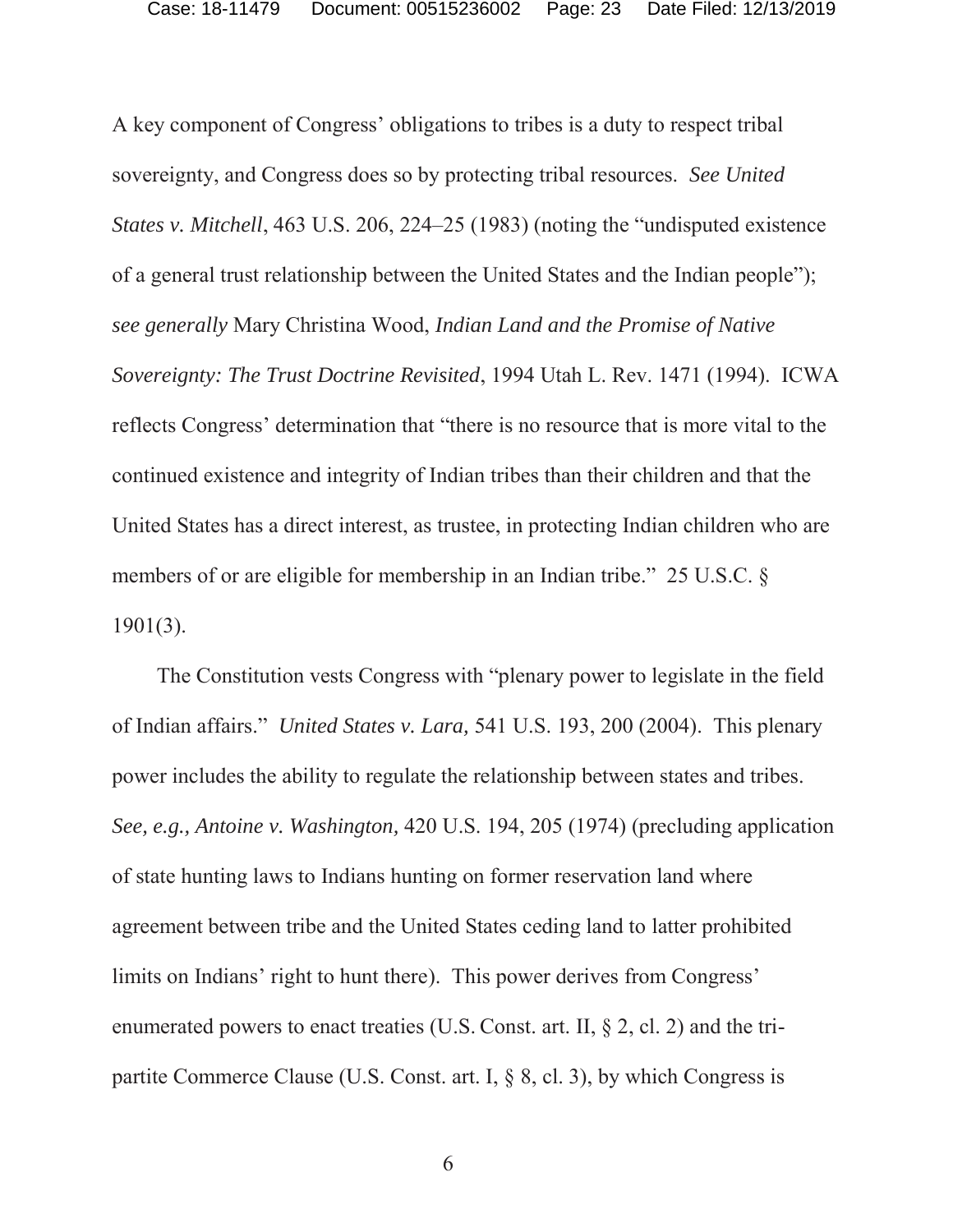A key component of Congress' obligations to tribes is a duty to respect tribal sovereignty, and Congress does so by protecting tribal resources. *See United States v. Mitchell*, 463 U.S. 206, 224–25 (1983) (noting the "undisputed existence of a general trust relationship between the United States and the Indian people"); *see generally* Mary Christina Wood, *Indian Land and the Promise of Native Sovereignty: The Trust Doctrine Revisited*, 1994 Utah L. Rev. 1471 (1994). ICWA reflects Congress' determination that "there is no resource that is more vital to the continued existence and integrity of Indian tribes than their children and that the United States has a direct interest, as trustee, in protecting Indian children who are members of or are eligible for membership in an Indian tribe." 25 U.S.C. § 1901(3).

The Constitution vests Congress with "plenary power to legislate in the field of Indian affairs." *United States v. Lara,* 541 U.S. 193, 200 (2004). This plenary power includes the ability to regulate the relationship between states and tribes. *See, e.g., Antoine v. Washington,* 420 U.S. 194, 205 (1974) (precluding application of state hunting laws to Indians hunting on former reservation land where agreement between tribe and the United States ceding land to latter prohibited limits on Indians' right to hunt there). This power derives from Congress' enumerated powers to enact treaties (U.S. Const. art. II, § 2, cl. 2) and the tri-partite Commerce Clause (U.S. Const. art. I, § 8, cl. 3), by which Congress is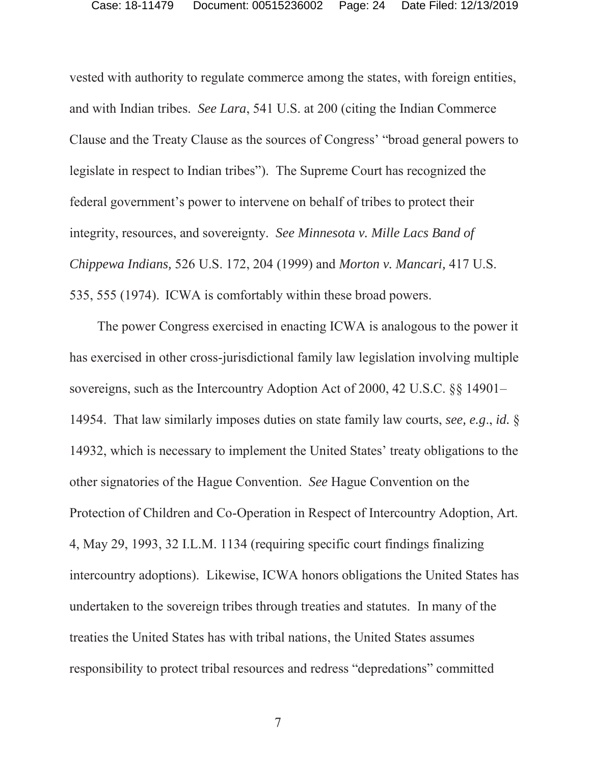vested with authority to regulate commerce among the states, with foreign entities, and with Indian tribes. *See Lara*, 541 U.S. at 200 (citing the Indian Commerce Clause and the Treaty Clause as the sources of Congress' "broad general powers to legislate in respect to Indian tribes"). The Supreme Court has recognized the federal government's power to intervene on behalf of tribes to protect their integrity, resources, and sovereignty. *See Minnesota v. Mille Lacs Band of Chippewa Indians,* 526 U.S. 172, 204 (1999) and *Morton v. Mancari,* 417 U.S. 535, 555 (1974). ICWA is comfortably within these broad powers.

The power Congress exercised in enacting ICWA is analogous to the power it has exercised in other cross-jurisdictional family law legislation involving multiple sovereigns, such as the Intercountry Adoption Act of 2000, 42 U.S.C. §§ 14901–14954. That law similarly imposes duties on state family law courts, *see, e.g.*, *id.* § 14932, which is necessary to implement the United States' treaty obligations to the other signatories of the Hague Convention. *See* Hague Convention on the Protection of Children and Co-Operation in Respect of Intercountry Adoption, Art. 4, May 29, 1993, 32 I.L.M. 1134 (requiring specific court findings finalizing intercountry adoptions). Likewise, ICWA honors obligations the United States has undertaken to the sovereign tribes through treaties and statutes. In many of the treaties the United States has with tribal nations, the United States assumes responsibility to protect tribal resources and redress "depredations" committed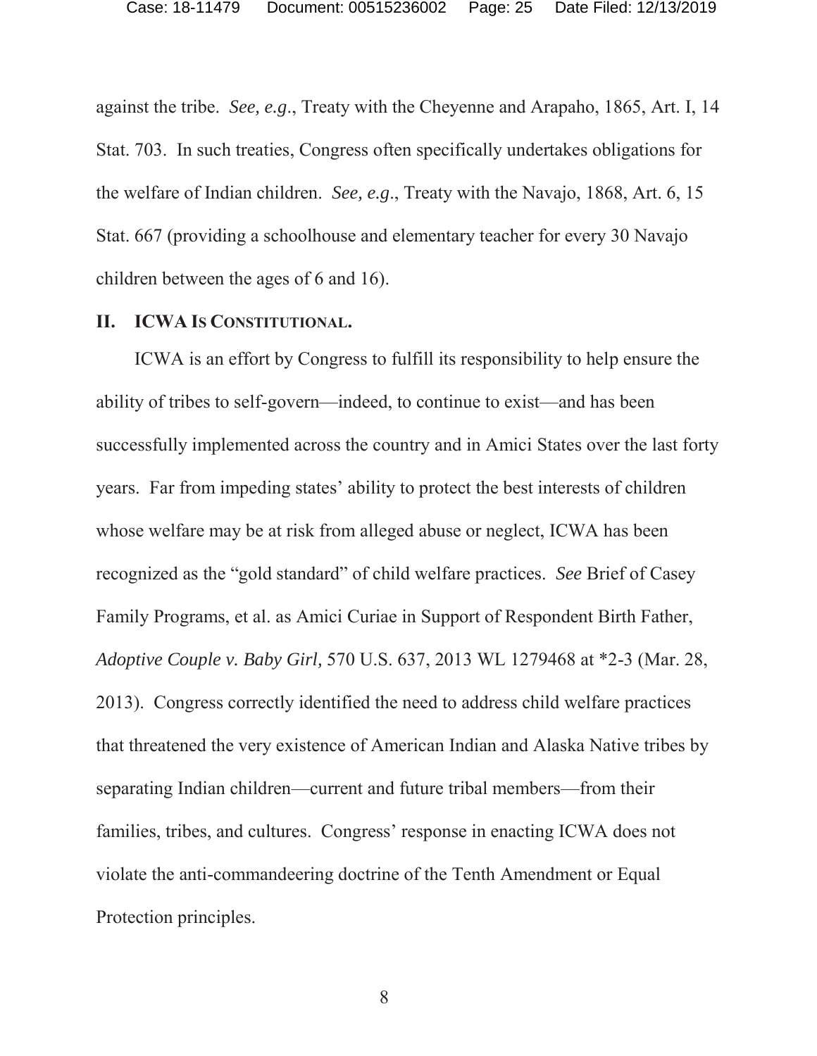against the tribe. *See, e.g.*, Treaty with the Cheyenne and Arapaho, 1865, Art. I, 14 Stat. 703. In such treaties, Congress often specifically undertakes obligations for the welfare of Indian children. *See, e.g.*, Treaty with the Navajo, 1868, Art. 6, 15 Stat. 667 (providing a schoolhouse and elementary teacher for every 30 Navajo children between the ages of 6 and 16).

## II. ICWA IS CONSTITUTIONAL.

ICWA is an effort by Congress to fulfill its responsibility to help ensure the ability of tribes to self-govern—indeed, to continue to exist—and has been successfully implemented across the country and in Amici States over the last forty years. Far from impeding states' ability to protect the best interests of children whose welfare may be at risk from alleged abuse or neglect, ICWA has been recognized as the "gold standard" of child welfare practices. *See* Brief of Casey Family Programs, et al. as Amici Curiae in Support of Respondent Birth Father, *Adoptive Couple v. Baby Girl,* 570 U.S. 637, 2013 WL 1279468 at *2-3 (Mar. 28, 2013). Congress correctly identified the need to address child welfare practices that threatened the very existence of American Indian and Alaska Native tribes by separating Indian children—current and future tribal members—from their families, tribes, and cultures. Congress' response in enacting ICWA does not violate the anti-commandeering doctrine of the Tenth Amendment or Equal Protection principles.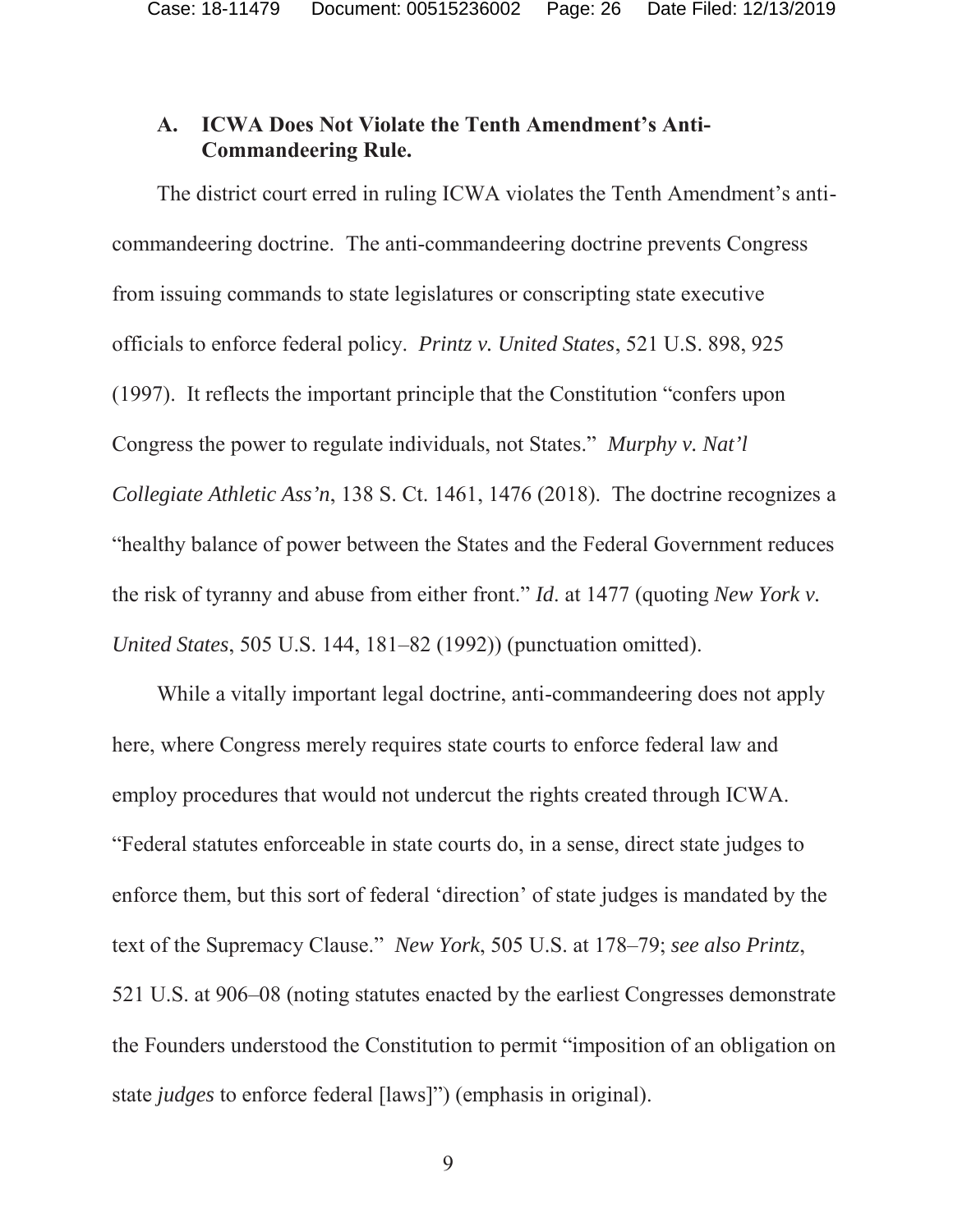### A. ICWA Does Not Violate the Tenth Amendment's Anti-Commandeering Rule.

The district court erred in ruling ICWA violates the Tenth Amendment's anti-commandeering doctrine. The anti-commandeering doctrine prevents Congress from issuing commands to state legislatures or conscripting state executive officials to enforce federal policy. *Printz v. United States*, 521 U.S. 898, 925 (1997). It reflects the important principle that the Constitution "confers upon Congress the power to regulate individuals, not States." *Murphy v. Nat'l Collegiate Athletic Ass'n*, 138 S. Ct. 1461, 1476 (2018). The doctrine recognizes a "healthy balance of power between the States and the Federal Government reduces the risk of tyranny and abuse from either front." *Id.* at 1477 (quoting *New York v. United States*, 505 U.S. 144, 181–82 (1992)) (punctuation omitted).

While a vitally important legal doctrine, anti-commandeering does not apply here, where Congress merely requires state courts to enforce federal law and employ procedures that would not undercut the rights created through ICWA. "Federal statutes enforceable in state courts do, in a sense, direct state judges to enforce them, but this sort of federal 'direction' of state judges is mandated by the text of the Supremacy Clause." *New York*, 505 U.S. at 178–79; *see also Printz*, 521 U.S. at 906–08 (noting statutes enacted by the earliest Congresses demonstrate the Founders understood the Constitution to permit "imposition of an obligation on state *judges* to enforce federal [laws]") (emphasis in original).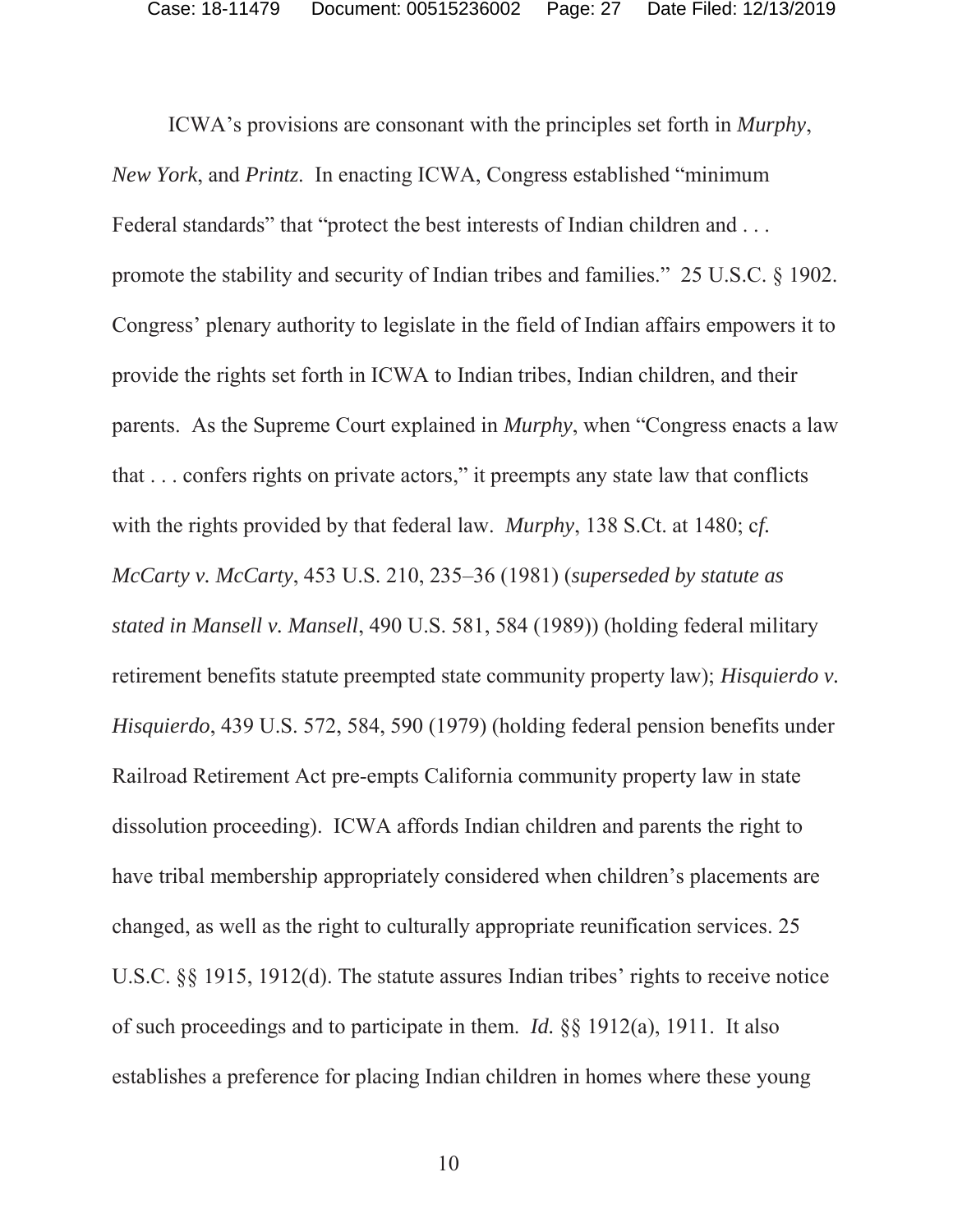ICWA's provisions are consonant with the principles set forth in *Murphy*, *New York*, and *Printz*. In enacting ICWA, Congress established "minimum Federal standards" that "protect the best interests of Indian children and . . . promote the stability and security of Indian tribes and families." 25 U.S.C. § 1902. Congress' plenary authority to legislate in the field of Indian affairs empowers it to provide the rights set forth in ICWA to Indian tribes, Indian children, and their parents. As the Supreme Court explained in *Murphy*, when "Congress enacts a law that . . . confers rights on private actors," it preempts any state law that conflicts with the rights provided by that federal law. *Murphy*, 138 S.Ct. at 1480; c*f. McCarty v. McCarty*, 453 U.S. 210, 235–36 (1981) (*superseded by statute as stated in Mansell v. Mansell*, 490 U.S. 581, 584 (1989)) (holding federal military retirement benefits statute preempted state community property law); *Hisquierdo v. Hisquierdo*, 439 U.S. 572, 584, 590 (1979) (holding federal pension benefits under Railroad Retirement Act pre-empts California community property law in state dissolution proceeding). ICWA affords Indian children and parents the right to have tribal membership appropriately considered when children's placements are changed, as well as the right to culturally appropriate reunification services. 25 U.S.C. §§ 1915, 1912(d). The statute assures Indian tribes' rights to receive notice of such proceedings and to participate in them. *Id.* §§ 1912(a), 1911. It also establishes a preference for placing Indian children in homes where these young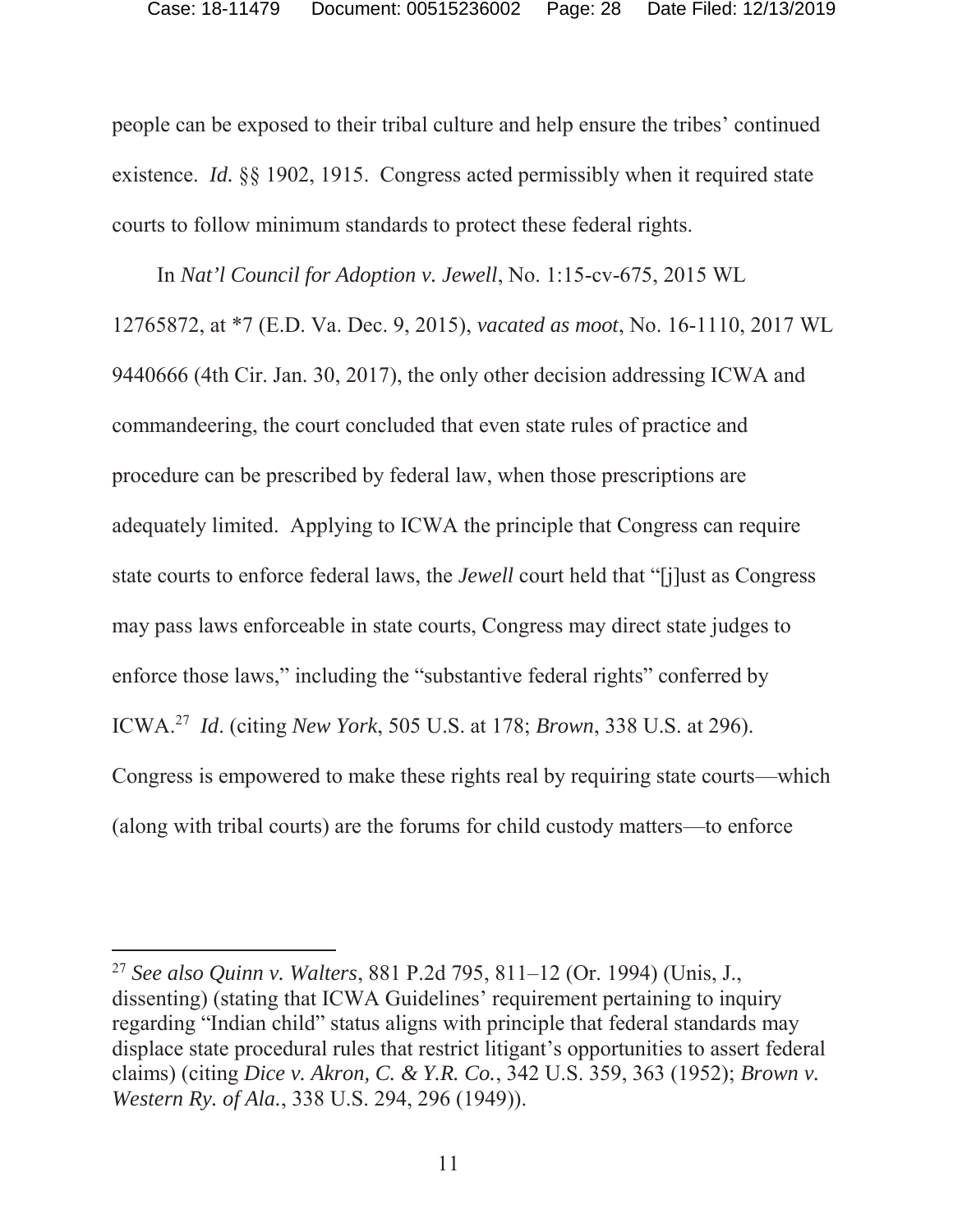people can be exposed to their tribal culture and help ensure the tribes' continued existence. *Id.* §§ 1902, 1915. Congress acted permissibly when it required state courts to follow minimum standards to protect these federal rights.

In *Nat'l Council for Adoption v. Jewell*, No. 1:15-cv-675, 2015 WL 12765872, at *7 (E.D. Va. Dec. 9, 2015), *vacated as moot*, No. 16-1110, 2017 WL 9440666 (4th Cir. Jan. 30, 2017), the only other decision addressing ICWA and commandeering, the court concluded that even state rules of practice and procedure can be prescribed by federal law, when those prescriptions are adequately limited. Applying to ICWA the principle that Congress can require state courts to enforce federal laws, the *Jewell* court held that "[j]ust as Congress may pass laws enforceable in state courts, Congress may direct state judges to enforce those laws," including the "substantive federal rights" conferred by ICWA.[27] *Id*. (citing *New York*, 505 U.S. at 178; *Brown*, 338 U.S. at 296). Congress is empowered to make these rights real by requiring state courts—which (along with tribal courts) are the forums for child custody matters—to enforce

---

[27] *See also Quinn v. Walters*, 881 P.2d 795, 811–12 (Or. 1994) (Unis, J., dissenting) (stating that ICWA Guidelines' requirement pertaining to inquiry regarding "Indian child" status aligns with principle that federal standards may displace state procedural rules that restrict litigant's opportunities to assert federal claims) (citing *Dice v. Akron, C. & Y.R. Co.*, 342 U.S. 359, 363 (1952); *Brown v. Western Ry. of Ala.*, 338 U.S. 294, 296 (1949)).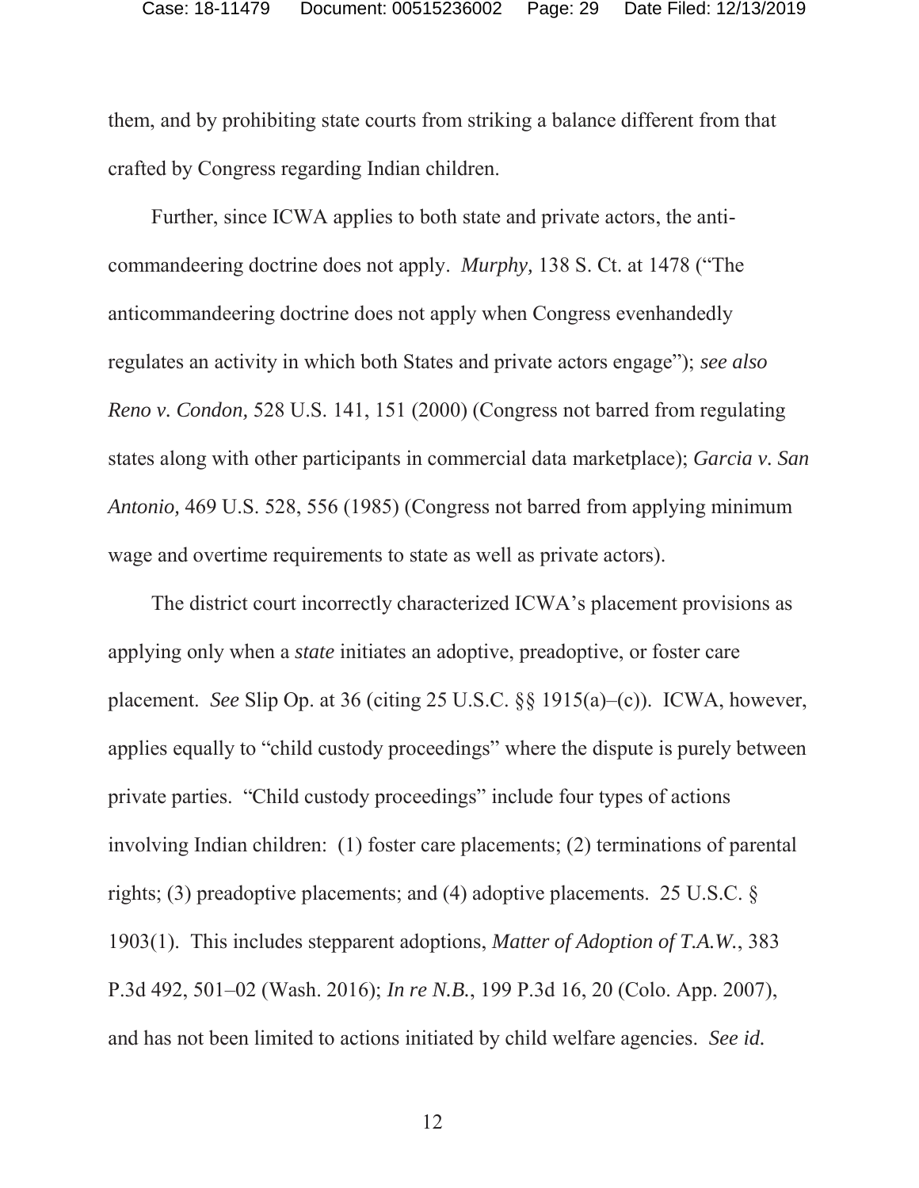them, and by prohibiting state courts from striking a balance different from that crafted by Congress regarding Indian children.

Further, since ICWA applies to both state and private actors, the anti-commandeering doctrine does not apply. *Murphy,* 138 S. Ct. at 1478 ("The anticommandeering doctrine does not apply when Congress evenhandedly regulates an activity in which both States and private actors engage"); *see also Reno v. Condon,* 528 U.S. 141, 151 (2000) (Congress not barred from regulating states along with other participants in commercial data marketplace); *Garcia v. San Antonio,* 469 U.S. 528, 556 (1985) (Congress not barred from applying minimum wage and overtime requirements to state as well as private actors).

The district court incorrectly characterized ICWA's placement provisions as applying only when a *state* initiates an adoptive, preadoptive, or foster care placement. *See* Slip Op. at 36 (citing 25 U.S.C. §§ 1915(a)–(c)). ICWA, however, applies equally to "child custody proceedings" where the dispute is purely between private parties. "Child custody proceedings" include four types of actions involving Indian children: (1) foster care placements; (2) terminations of parental rights; (3) preadoptive placements; and (4) adoptive placements. 25 U.S.C. § 1903(1). This includes stepparent adoptions, *Matter of Adoption of T.A.W.*, 383 P.3d 492, 501–02 (Wash. 2016); *In re N.B.*, 199 P.3d 16, 20 (Colo. App. 2007), and has not been limited to actions initiated by child welfare agencies. *See id.*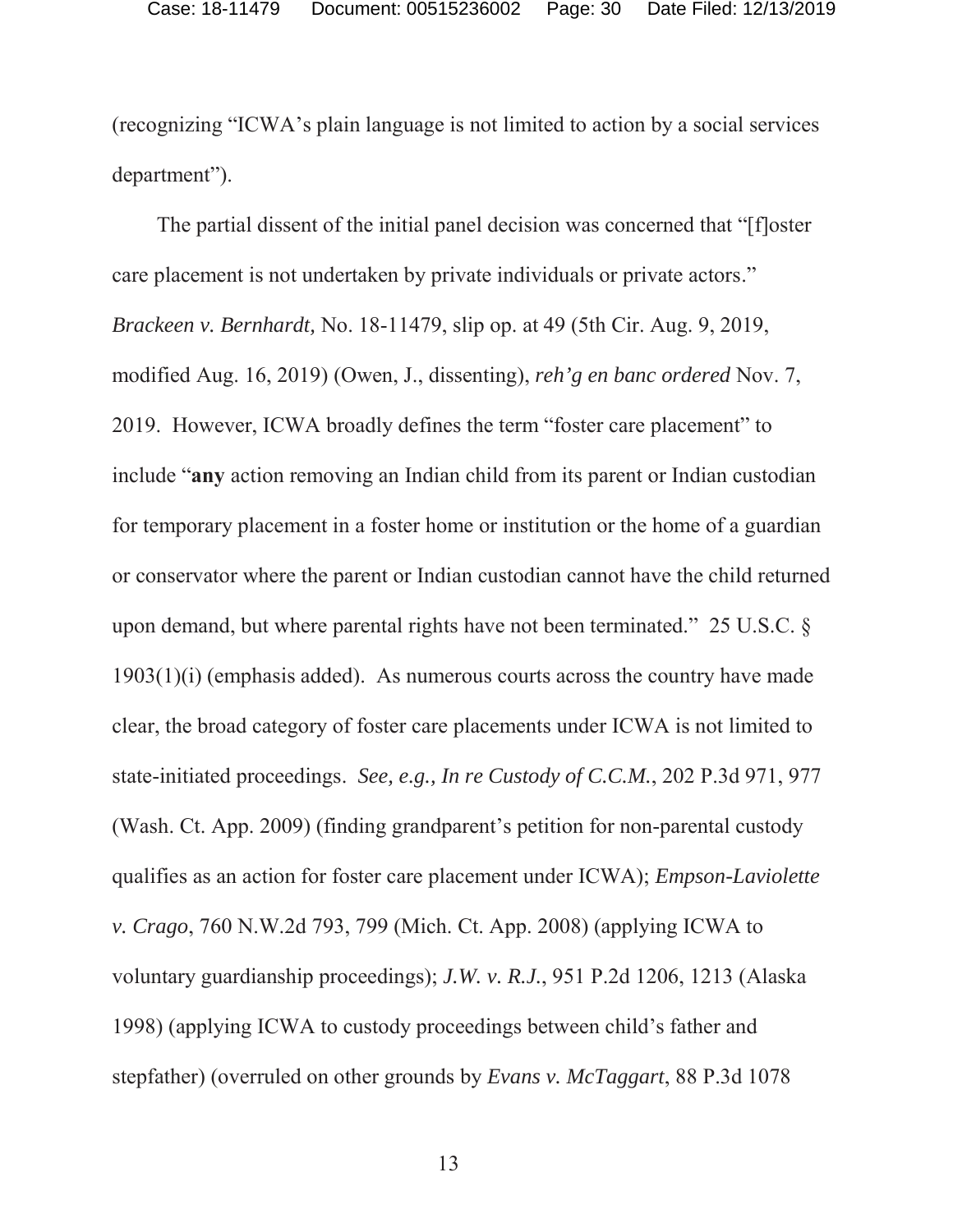(recognizing "ICWA's plain language is not limited to action by a social services department").

The partial dissent of the initial panel decision was concerned that "[f]oster care placement is not undertaken by private individuals or private actors." *Brackeen v. Bernhardt,* No. 18-11479, slip op. at 49 (5th Cir. Aug. 9, 2019, modified Aug. 16, 2019) (Owen, J., dissenting), *reh'g en banc ordered* Nov. 7, 2019. However, ICWA broadly defines the term "foster care placement" to include "**any** action removing an Indian child from its parent or Indian custodian for temporary placement in a foster home or institution or the home of a guardian or conservator where the parent or Indian custodian cannot have the child returned upon demand, but where parental rights have not been terminated." 25 U.S.C. § 1903(1)(i) (emphasis added). As numerous courts across the country have made clear, the broad category of foster care placements under ICWA is not limited to state-initiated proceedings. *See, e.g., In re Custody of C.C.M.*, 202 P.3d 971, 977 (Wash. Ct. App. 2009) (finding grandparent's petition for non-parental custody qualifies as an action for foster care placement under ICWA); *Empson-Laviolette v. Crago*, 760 N.W.2d 793, 799 (Mich. Ct. App. 2008) (applying ICWA to voluntary guardianship proceedings); *J.W. v. R.J.*, 951 P.2d 1206, 1213 (Alaska 1998) (applying ICWA to custody proceedings between child's father and stepfather) (overruled on other grounds by *Evans v. McTaggart*, 88 P.3d 1078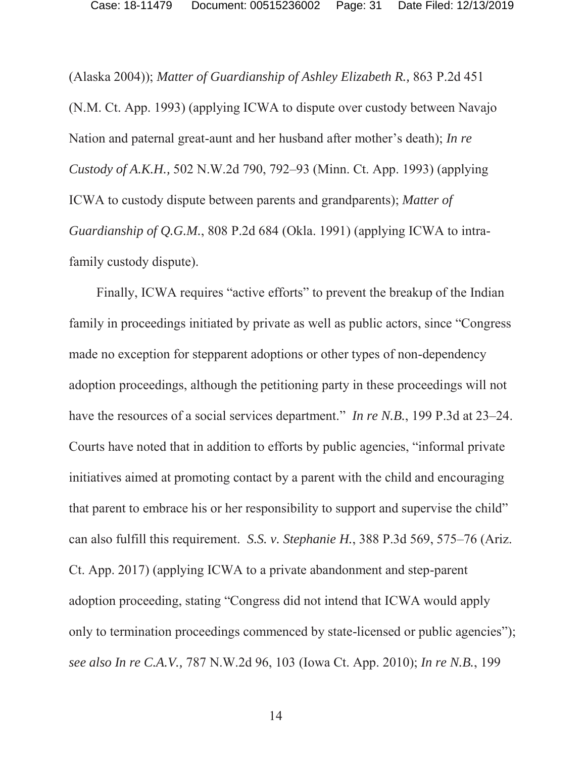(Alaska 2004)); *Matter of Guardianship of Ashley Elizabeth R.,* 863 P.2d 451 (N.M. Ct. App. 1993) (applying ICWA to dispute over custody between Navajo Nation and paternal great-aunt and her husband after mother's death); *In re Custody of A.K.H.,* 502 N.W.2d 790, 792–93 (Minn. Ct. App. 1993) (applying ICWA to custody dispute between parents and grandparents); *Matter of Guardianship of Q.G.M.*, 808 P.2d 684 (Okla. 1991) (applying ICWA to intra-family custody dispute).

Finally, ICWA requires "active efforts" to prevent the breakup of the Indian family in proceedings initiated by private as well as public actors, since "Congress made no exception for stepparent adoptions or other types of non-dependency adoption proceedings, although the petitioning party in these proceedings will not have the resources of a social services department." *In re N.B.*, 199 P.3d at 23–24. Courts have noted that in addition to efforts by public agencies, "informal private initiatives aimed at promoting contact by a parent with the child and encouraging that parent to embrace his or her responsibility to support and supervise the child" can also fulfill this requirement. *S.S. v. Stephanie H.*, 388 P.3d 569, 575–76 (Ariz. Ct. App. 2017) (applying ICWA to a private abandonment and step-parent adoption proceeding, stating "Congress did not intend that ICWA would apply only to termination proceedings commenced by state-licensed or public agencies"); *see also In re C.A.V.,* 787 N.W.2d 96, 103 (Iowa Ct. App. 2010); *In re N.B.*, 199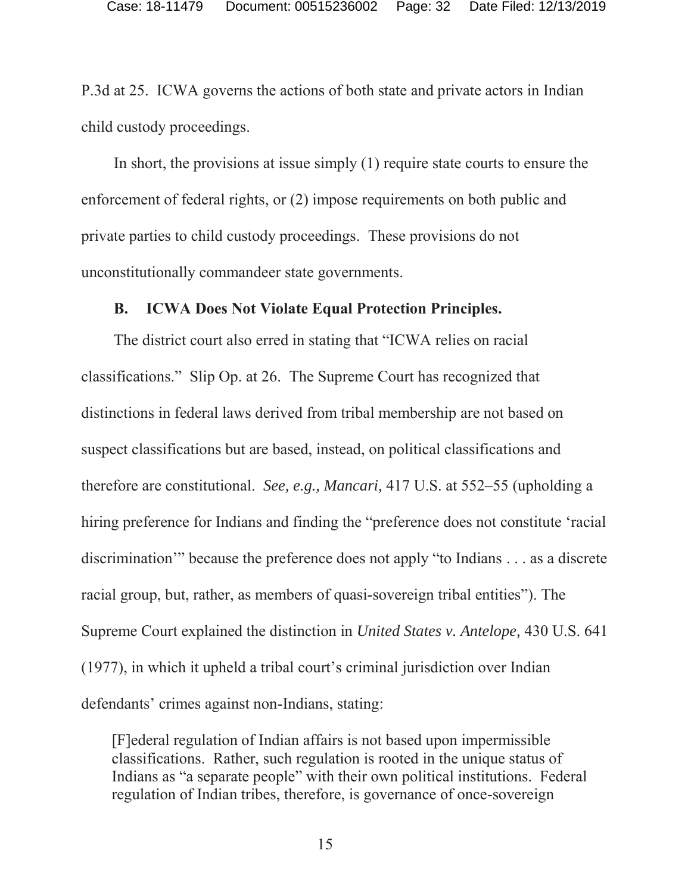P.3d at 25. ICWA governs the actions of both state and private actors in Indian child custody proceedings.

In short, the provisions at issue simply (1) require state courts to ensure the enforcement of federal rights, or (2) impose requirements on both public and private parties to child custody proceedings. These provisions do not unconstitutionally commandeer state governments.

### B. ICWA Does Not Violate Equal Protection Principles.

The district court also erred in stating that "ICWA relies on racial classifications." Slip Op. at 26. The Supreme Court has recognized that distinctions in federal laws derived from tribal membership are not based on suspect classifications but are based, instead, on political classifications and therefore are constitutional. *See, e.g., Mancari,* 417 U.S. at 552–55 (upholding a hiring preference for Indians and finding the "preference does not constitute 'racial discrimination'" because the preference does not apply "to Indians . . . as a discrete racial group, but, rather, as members of quasi-sovereign tribal entities"). The Supreme Court explained the distinction in *United States v. Antelope,* 430 U.S. 641 (1977), in which it upheld a tribal court's criminal jurisdiction over Indian defendants' crimes against non-Indians, stating:

> [F]ederal regulation of Indian affairs is not based upon impermissible classifications. Rather, such regulation is rooted in the unique status of Indians as "a separate people" with their own political institutions. Federal regulation of Indian tribes, therefore, is governance of once-sovereign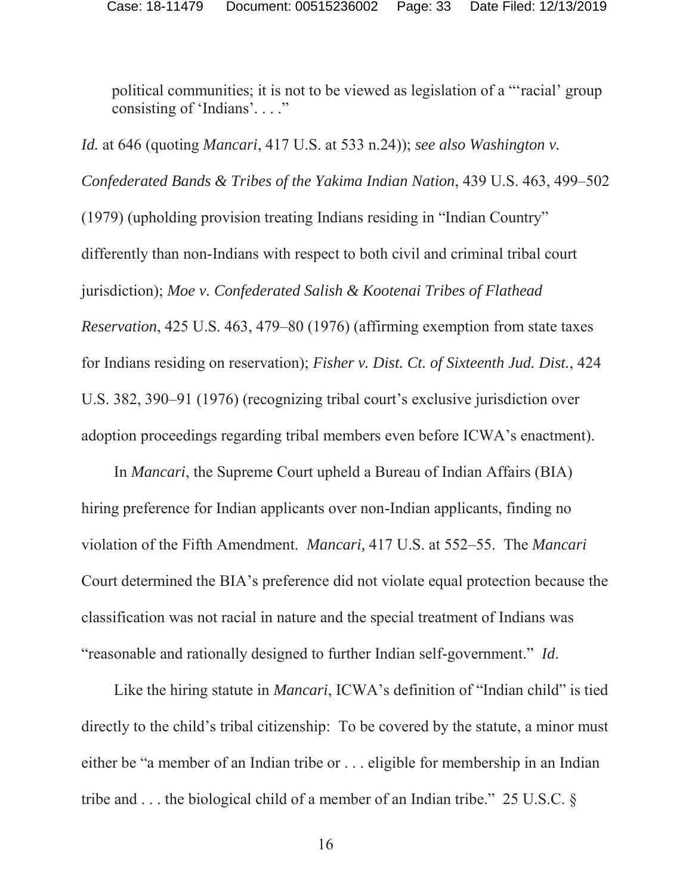political communities; it is not to be viewed as legislation of a "'racial' group consisting of 'Indians'. . . ."

*Id.* at 646 (quoting *Mancari*, 417 U.S. at 533 n.24)); *see also Washington v. Confederated Bands & Tribes of the Yakima Indian Nation*, 439 U.S. 463, 499–502 (1979) (upholding provision treating Indians residing in "Indian Country" differently than non-Indians with respect to both civil and criminal tribal court jurisdiction); *Moe v. Confederated Salish & Kootenai Tribes of Flathead Reservation*, 425 U.S. 463, 479–80 (1976) (affirming exemption from state taxes for Indians residing on reservation); *Fisher v. Dist. Ct. of Sixteenth Jud. Dist.*, 424 U.S. 382, 390–91 (1976) (recognizing tribal court's exclusive jurisdiction over adoption proceedings regarding tribal members even before ICWA's enactment).

In *Mancari*, the Supreme Court upheld a Bureau of Indian Affairs (BIA) hiring preference for Indian applicants over non-Indian applicants, finding no violation of the Fifth Amendment. *Mancari,* 417 U.S. at 552–55. The *Mancari* Court determined the BIA's preference did not violate equal protection because the classification was not racial in nature and the special treatment of Indians was "reasonable and rationally designed to further Indian self-government." *Id*.

Like the hiring statute in *Mancari*, ICWA's definition of "Indian child" is tied directly to the child's tribal citizenship: To be covered by the statute, a minor must either be "a member of an Indian tribe or . . . eligible for membership in an Indian tribe and . . . the biological child of a member of an Indian tribe." 25 U.S.C. §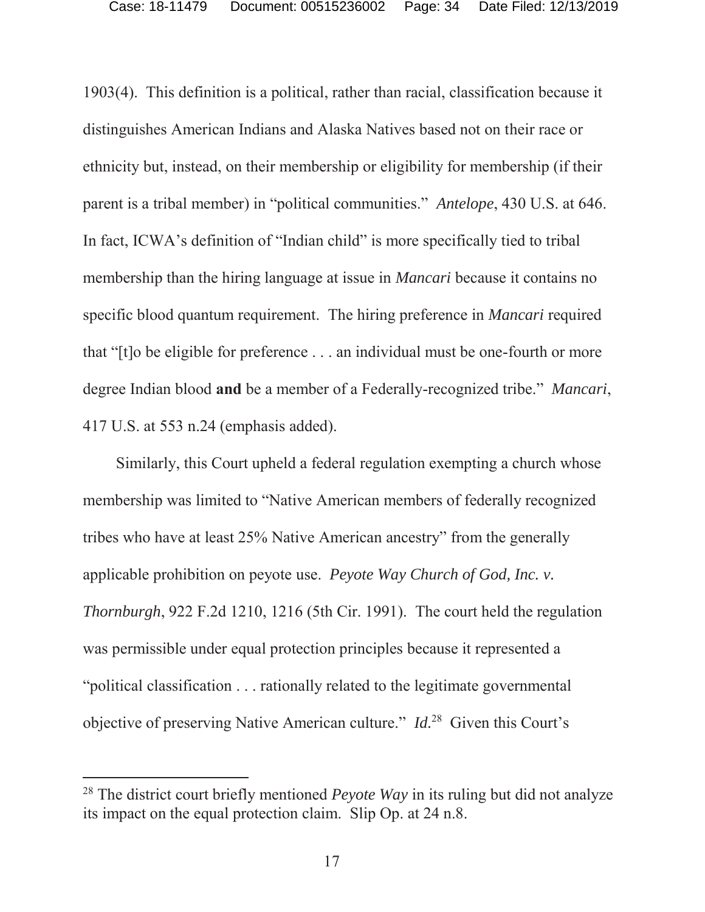1903(4). This definition is a political, rather than racial, classification because it distinguishes American Indians and Alaska Natives based not on their race or ethnicity but, instead, on their membership or eligibility for membership (if their parent is a tribal member) in "political communities." *Antelope*, 430 U.S. at 646. In fact, ICWA's definition of "Indian child" is more specifically tied to tribal membership than the hiring language at issue in *Mancari* because it contains no specific blood quantum requirement. The hiring preference in *Mancari* required that "[t]o be eligible for preference . . . an individual must be one-fourth or more degree Indian blood **and** be a member of a Federally-recognized tribe." *Mancari*, 417 U.S. at 553 n.24 (emphasis added).

Similarly, this Court upheld a federal regulation exempting a church whose membership was limited to "Native American members of federally recognized tribes who have at least 25% Native American ancestry" from the generally applicable prohibition on peyote use. *Peyote Way Church of God, Inc. v. Thornburgh*, 922 F.2d 1210, 1216 (5th Cir. 1991). The court held the regulation was permissible under equal protection principles because it represented a "political classification . . . rationally related to the legitimate governmental objective of preserving Native American culture." *Id.*[28] Given this Court's

---

[28] The district court briefly mentioned *Peyote Way* in its ruling but did not analyze its impact on the equal protection claim. Slip Op. at 24 n.8.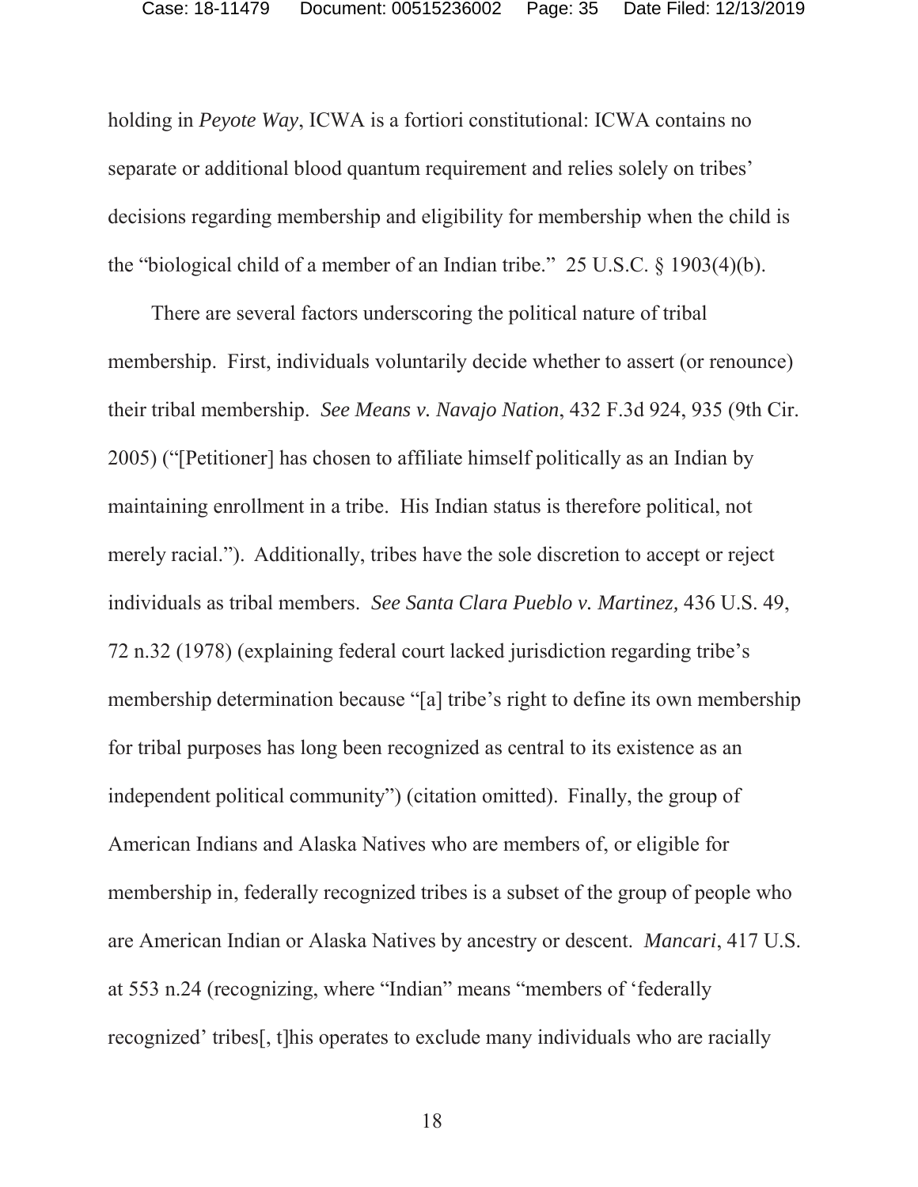holding in *Peyote Way*, ICWA is a fortiori constitutional: ICWA contains no separate or additional blood quantum requirement and relies solely on tribes' decisions regarding membership and eligibility for membership when the child is the "biological child of a member of an Indian tribe." 25 U.S.C. § 1903(4)(b).

There are several factors underscoring the political nature of tribal membership. First, individuals voluntarily decide whether to assert (or renounce) their tribal membership. *See Means v. Navajo Nation*, 432 F.3d 924, 935 (9th Cir. 2005) ("[Petitioner] has chosen to affiliate himself politically as an Indian by maintaining enrollment in a tribe. His Indian status is therefore political, not merely racial."). Additionally, tribes have the sole discretion to accept or reject individuals as tribal members. *See Santa Clara Pueblo v. Martinez,* 436 U.S. 49, 72 n.32 (1978) (explaining federal court lacked jurisdiction regarding tribe's membership determination because "[a] tribe's right to define its own membership for tribal purposes has long been recognized as central to its existence as an independent political community") (citation omitted). Finally, the group of American Indians and Alaska Natives who are members of, or eligible for membership in, federally recognized tribes is a subset of the group of people who are American Indian or Alaska Natives by ancestry or descent. *Mancari*, 417 U.S. at 553 n.24 (recognizing, where "Indian" means "members of 'federally recognized' tribes[, t]his operates to exclude many individuals who are racially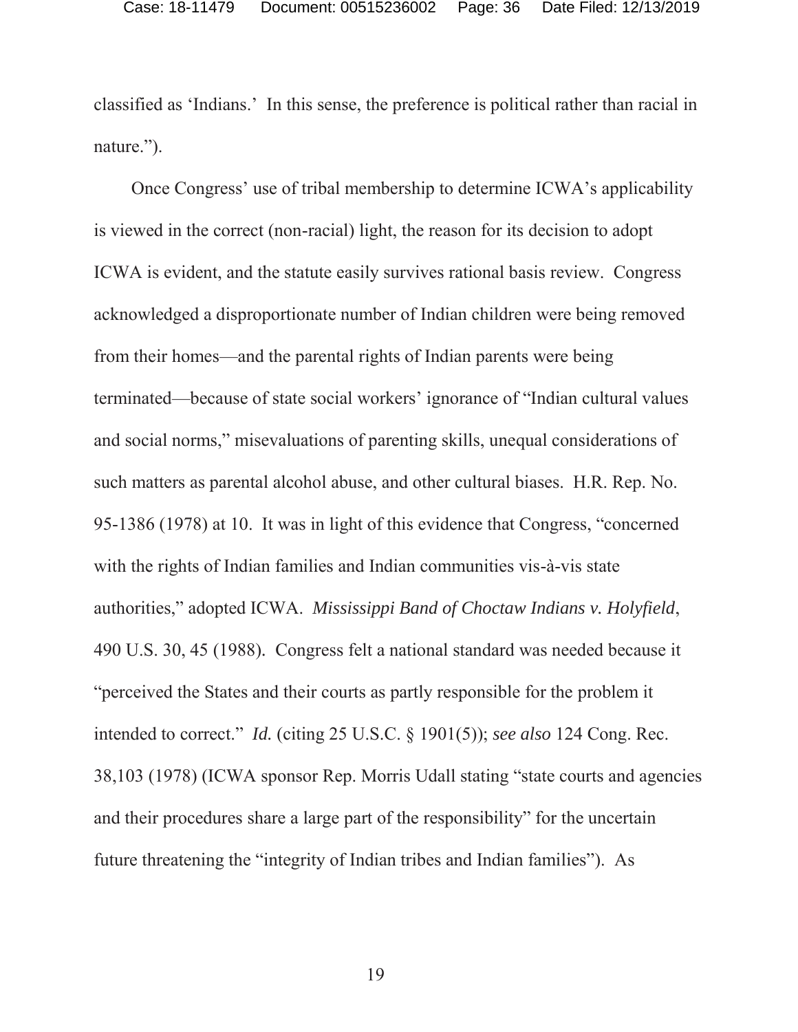classified as 'Indians.' In this sense, the preference is political rather than racial in nature.").

Once Congress' use of tribal membership to determine ICWA's applicability is viewed in the correct (non-racial) light, the reason for its decision to adopt ICWA is evident, and the statute easily survives rational basis review. Congress acknowledged a disproportionate number of Indian children were being removed from their homes—and the parental rights of Indian parents were being terminated—because of state social workers' ignorance of "Indian cultural values and social norms," misevaluations of parenting skills, unequal considerations of such matters as parental alcohol abuse, and other cultural biases. H.R. Rep. No. 95-1386 (1978) at 10. It was in light of this evidence that Congress, "concerned with the rights of Indian families and Indian communities vis-à-vis state authorities," adopted ICWA. *Mississippi Band of Choctaw Indians v. Holyfield*, 490 U.S. 30, 45 (1988). Congress felt a national standard was needed because it "perceived the States and their courts as partly responsible for the problem it intended to correct." *Id.* (citing 25 U.S.C. § 1901(5)); *see also* 124 Cong. Rec. 38,103 (1978) (ICWA sponsor Rep. Morris Udall stating "state courts and agencies and their procedures share a large part of the responsibility" for the uncertain future threatening the "integrity of Indian tribes and Indian families"). As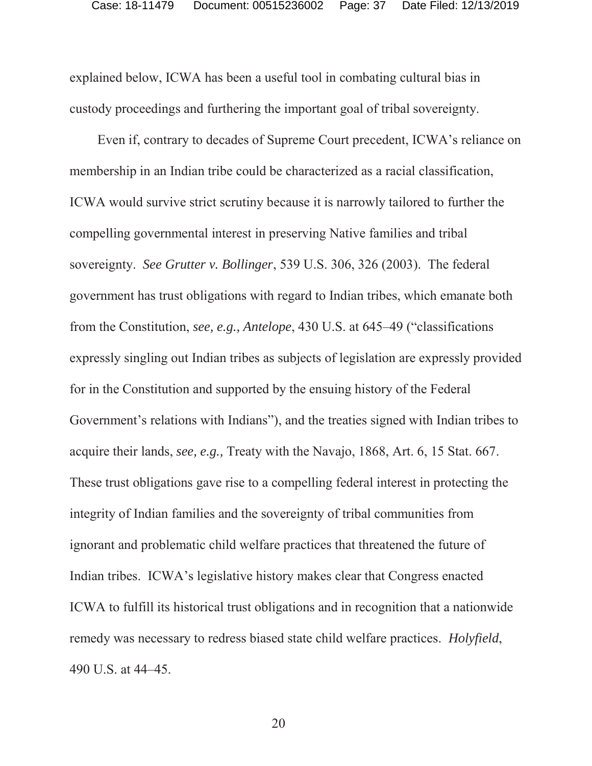explained below, ICWA has been a useful tool in combating cultural bias in custody proceedings and furthering the important goal of tribal sovereignty.

Even if, contrary to decades of Supreme Court precedent, ICWA's reliance on membership in an Indian tribe could be characterized as a racial classification, ICWA would survive strict scrutiny because it is narrowly tailored to further the compelling governmental interest in preserving Native families and tribal sovereignty. *See Grutter v. Bollinger*, 539 U.S. 306, 326 (2003). The federal government has trust obligations with regard to Indian tribes, which emanate both from the Constitution, *see, e.g., Antelope*, 430 U.S. at 645–49 ("classifications expressly singling out Indian tribes as subjects of legislation are expressly provided for in the Constitution and supported by the ensuing history of the Federal Government's relations with Indians"), and the treaties signed with Indian tribes to acquire their lands, *see, e.g.,* Treaty with the Navajo, 1868, Art. 6, 15 Stat. 667. These trust obligations gave rise to a compelling federal interest in protecting the integrity of Indian families and the sovereignty of tribal communities from ignorant and problematic child welfare practices that threatened the future of Indian tribes. ICWA's legislative history makes clear that Congress enacted ICWA to fulfill its historical trust obligations and in recognition that a nationwide remedy was necessary to redress biased state child welfare practices. *Holyfield*, 490 U.S. at 44–45.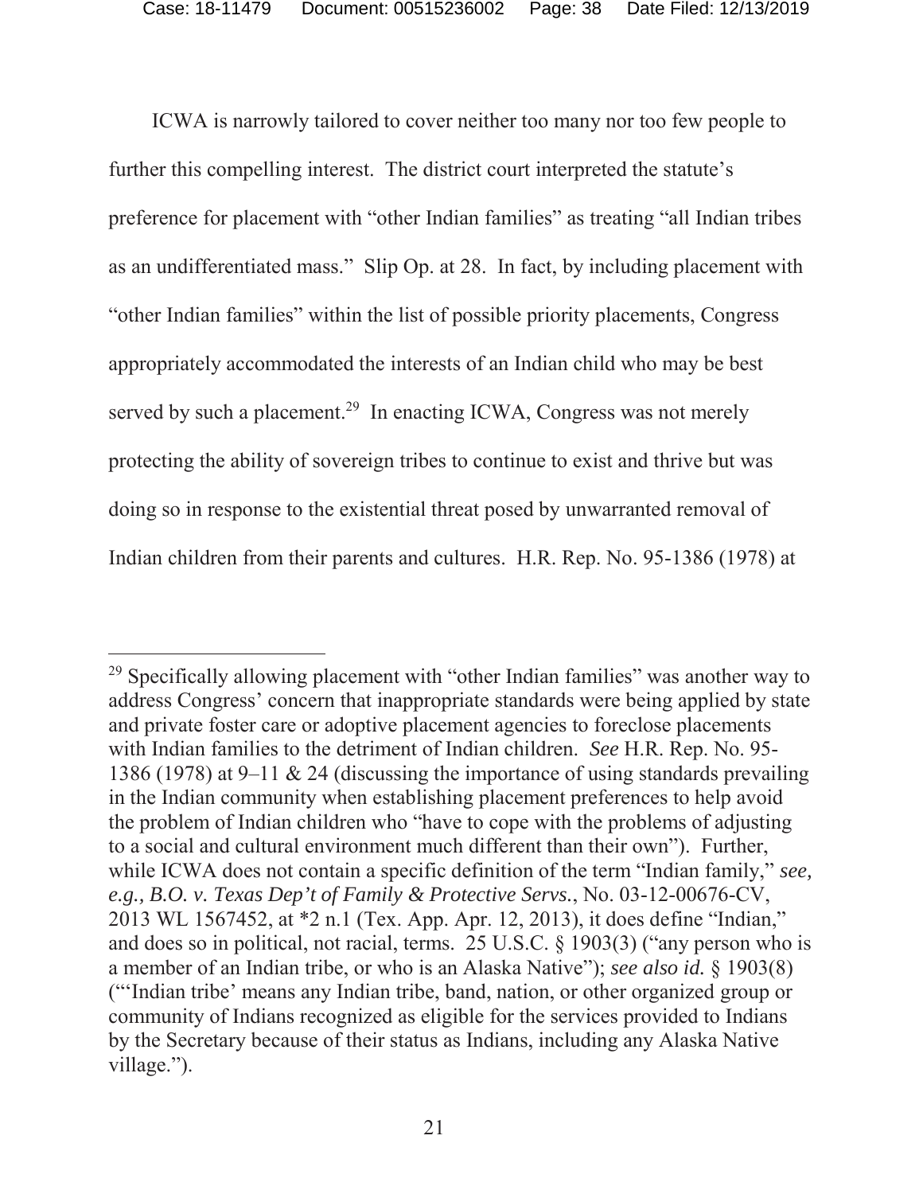ICWA is narrowly tailored to cover neither too many nor too few people to further this compelling interest. The district court interpreted the statute's preference for placement with "other Indian families" as treating "all Indian tribes as an undifferentiated mass." Slip Op. at 28. In fact, by including placement with "other Indian families" within the list of possible priority placements, Congress appropriately accommodated the interests of an Indian child who may be best served by such a placement.[29] In enacting ICWA, Congress was not merely protecting the ability of sovereign tribes to continue to exist and thrive but was doing so in response to the existential threat posed by unwarranted removal of Indian children from their parents and cultures. H.R. Rep. No. 95-1386 (1978) at

---

[29] Specifically allowing placement with "other Indian families" was another way to address Congress' concern that inappropriate standards were being applied by state and private foster care or adoptive placement agencies to foreclose placements with Indian families to the detriment of Indian children. *See* H.R. Rep. No. 95-1386 (1978) at 9–11 & 24 (discussing the importance of using standards prevailing in the Indian community when establishing placement preferences to help avoid the problem of Indian children who "have to cope with the problems of adjusting to a social and cultural environment much different than their own"). Further, while ICWA does not contain a specific definition of the term "Indian family," *see, e.g., B.O. v. Texas Dep't of Family & Protective Servs.*, No. 03-12-00676-CV, 2013 WL 1567452, at *2 n.1 (Tex. App. Apr. 12, 2013), it does define "Indian," and does so in political, not racial, terms. 25 U.S.C. § 1903(3) ("any person who is a member of an Indian tribe, or who is an Alaska Native"); *see also id.* § 1903(8) ("'Indian tribe' means any Indian tribe, band, nation, or other organized group or community of Indians recognized as eligible for the services provided to Indians by the Secretary because of their status as Indians, including any Alaska Native village.").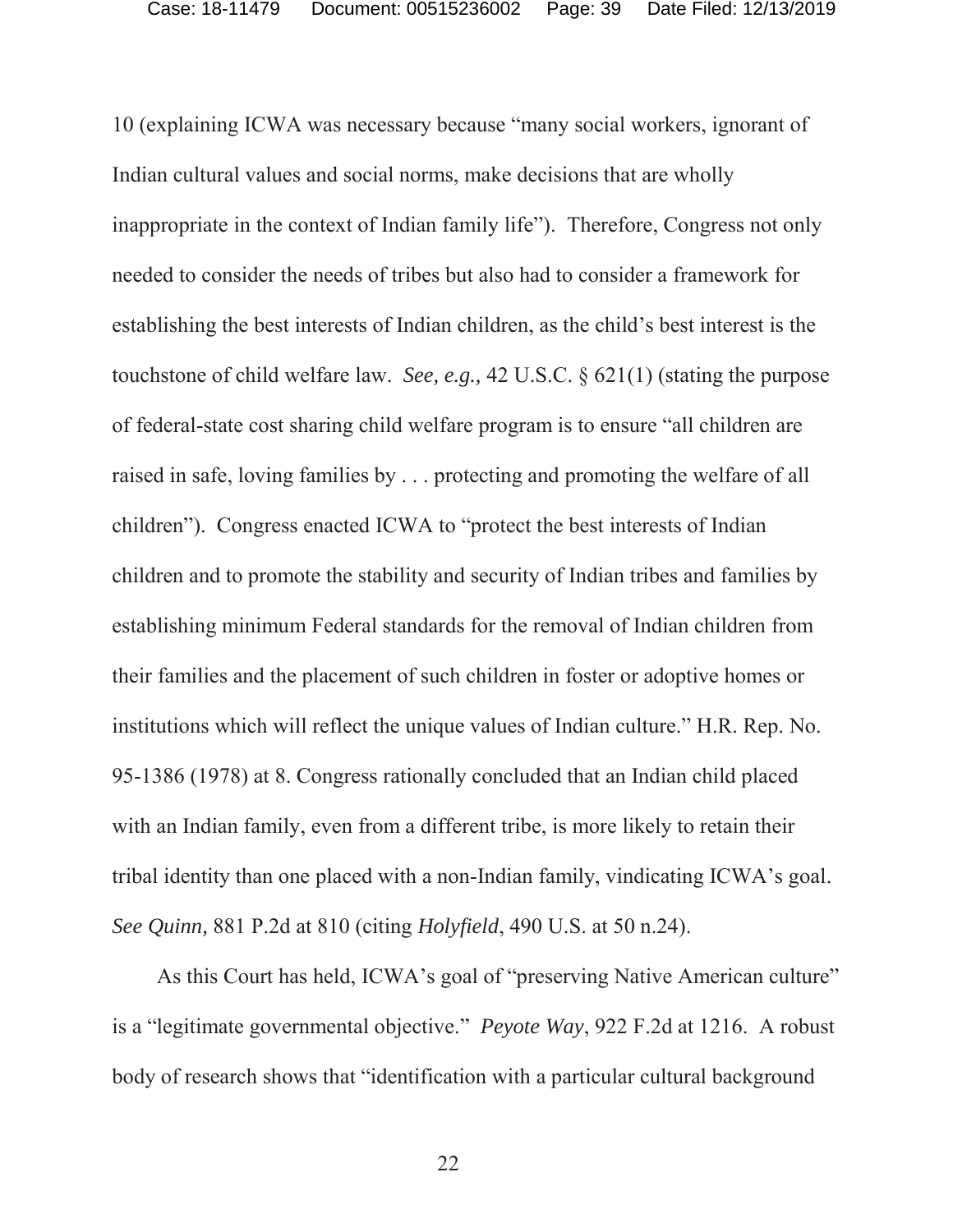10 (explaining ICWA was necessary because "many social workers, ignorant of Indian cultural values and social norms, make decisions that are wholly inappropriate in the context of Indian family life"). Therefore, Congress not only needed to consider the needs of tribes but also had to consider a framework for establishing the best interests of Indian children, as the child's best interest is the touchstone of child welfare law. *See, e.g.,* 42 U.S.C. § 621(1) (stating the purpose of federal-state cost sharing child welfare program is to ensure "all children are raised in safe, loving families by . . . protecting and promoting the welfare of all children"). Congress enacted ICWA to "protect the best interests of Indian children and to promote the stability and security of Indian tribes and families by establishing minimum Federal standards for the removal of Indian children from their families and the placement of such children in foster or adoptive homes or institutions which will reflect the unique values of Indian culture." H.R. Rep. No. 95-1386 (1978) at 8. Congress rationally concluded that an Indian child placed with an Indian family, even from a different tribe, is more likely to retain their tribal identity than one placed with a non-Indian family, vindicating ICWA's goal. *See Quinn,* 881 P.2d at 810 (citing *Holyfield*, 490 U.S. at 50 n.24).

As this Court has held, ICWA's goal of "preserving Native American culture" is a "legitimate governmental objective." *Peyote Way*, 922 F.2d at 1216. A robust body of research shows that "identification with a particular cultural background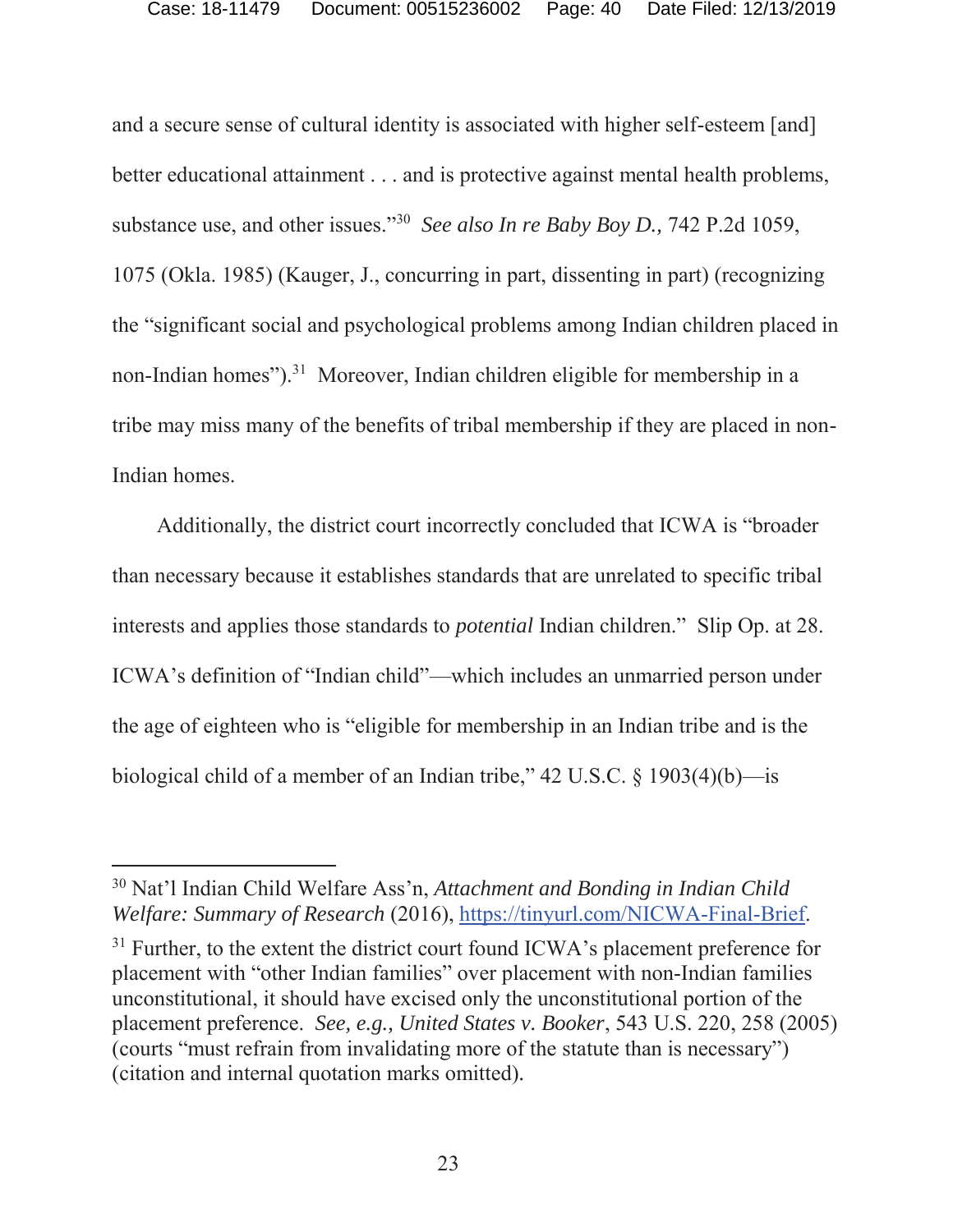and a secure sense of cultural identity is associated with higher self-esteem [and] better educational attainment . . . and is protective against mental health problems, substance use, and other issues."[30] *See also In re Baby Boy D.,* 742 P.2d 1059, 1075 (Okla. 1985) (Kauger, J., concurring in part, dissenting in part) (recognizing the "significant social and psychological problems among Indian children placed in non-Indian homes").[31] Moreover, Indian children eligible for membership in a tribe may miss many of the benefits of tribal membership if they are placed in non-Indian homes.

Additionally, the district court incorrectly concluded that ICWA is "broader than necessary because it establishes standards that are unrelated to specific tribal interests and applies those standards to *potential* Indian children." Slip Op. at 28. ICWA's definition of "Indian child"—which includes an unmarried person under the age of eighteen who is "eligible for membership in an Indian tribe and is the biological child of a member of an Indian tribe," 42 U.S.C. § 1903(4)(b)—is

---

[30] Nat'l Indian Child Welfare Ass'n, *Attachment and Bonding in Indian Child Welfare: Summary of Research* (2016), https://tinyurl.com/NICWA-Final-Brief.

[31] Further, to the extent the district court found ICWA's placement preference for placement with "other Indian families" over placement with non-Indian families unconstitutional, it should have excised only the unconstitutional portion of the placement preference. *See, e.g., United States v. Booker*, 543 U.S. 220, 258 (2005) (courts "must refrain from invalidating more of the statute than is necessary") (citation and internal quotation marks omitted).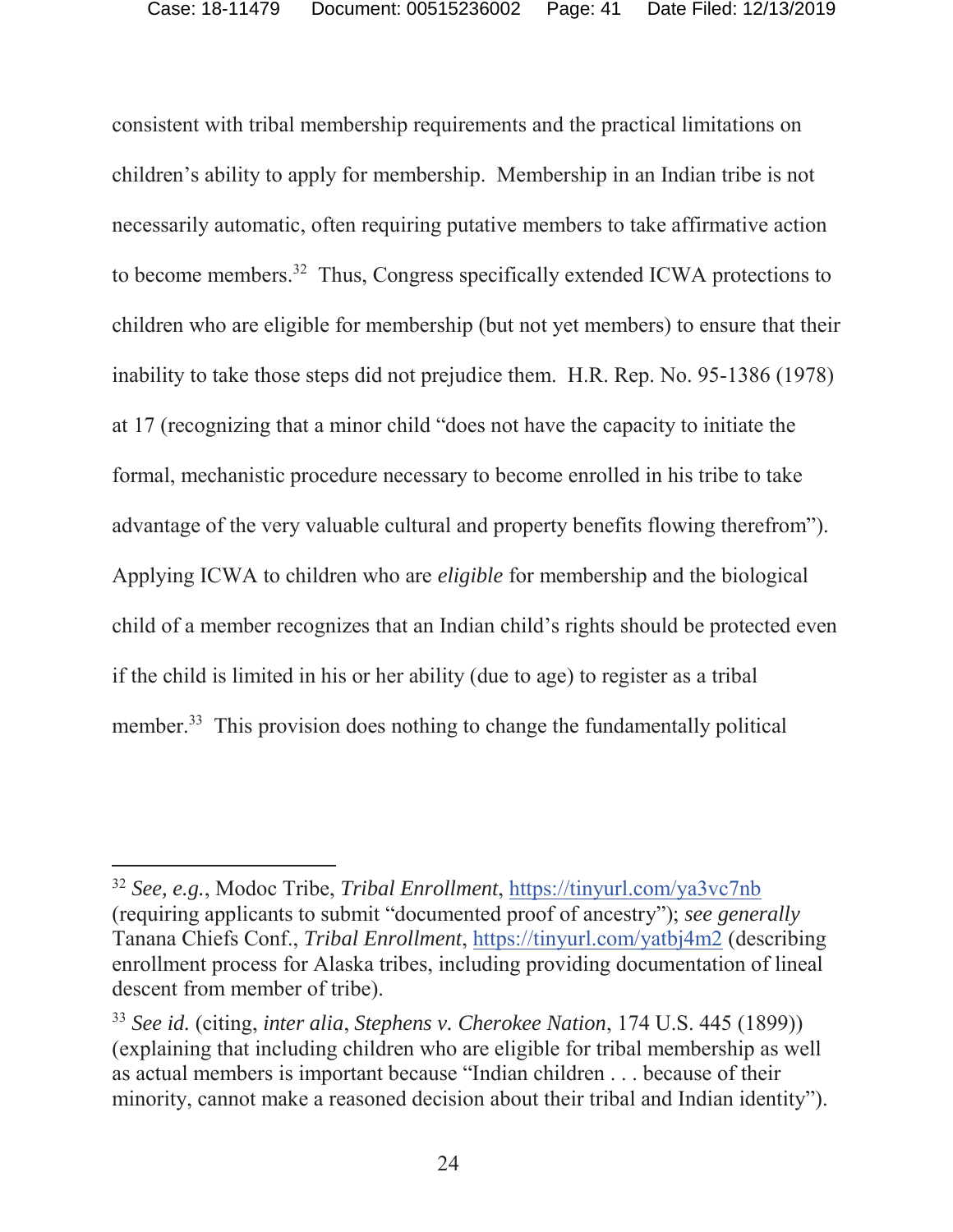consistent with tribal membership requirements and the practical limitations on children's ability to apply for membership. Membership in an Indian tribe is not necessarily automatic, often requiring putative members to take affirmative action to become members.[32] Thus, Congress specifically extended ICWA protections to children who are eligible for membership (but not yet members) to ensure that their inability to take those steps did not prejudice them. H.R. Rep. No. 95-1386 (1978) at 17 (recognizing that a minor child "does not have the capacity to initiate the formal, mechanistic procedure necessary to become enrolled in his tribe to take advantage of the very valuable cultural and property benefits flowing therefrom"). Applying ICWA to children who are *eligible* for membership and the biological child of a member recognizes that an Indian child's rights should be protected even if the child is limited in his or her ability (due to age) to register as a tribal member.[33] This provision does nothing to change the fundamentally political

---

[32] *See, e.g.*, Modoc Tribe, *Tribal Enrollment*, https://tinyurl.com/ya3vc7nb (requiring applicants to submit "documented proof of ancestry"); *see generally* Tanana Chiefs Conf., *Tribal Enrollment*, https://tinyurl.com/yatbj4m2 (describing enrollment process for Alaska tribes, including providing documentation of lineal descent from member of tribe).

[33] *See id.* (citing, *inter alia*, *Stephens v. Cherokee Nation*, 174 U.S. 445 (1899)) (explaining that including children who are eligible for tribal membership as well as actual members is important because "Indian children . . . because of their minority, cannot make a reasoned decision about their tribal and Indian identity").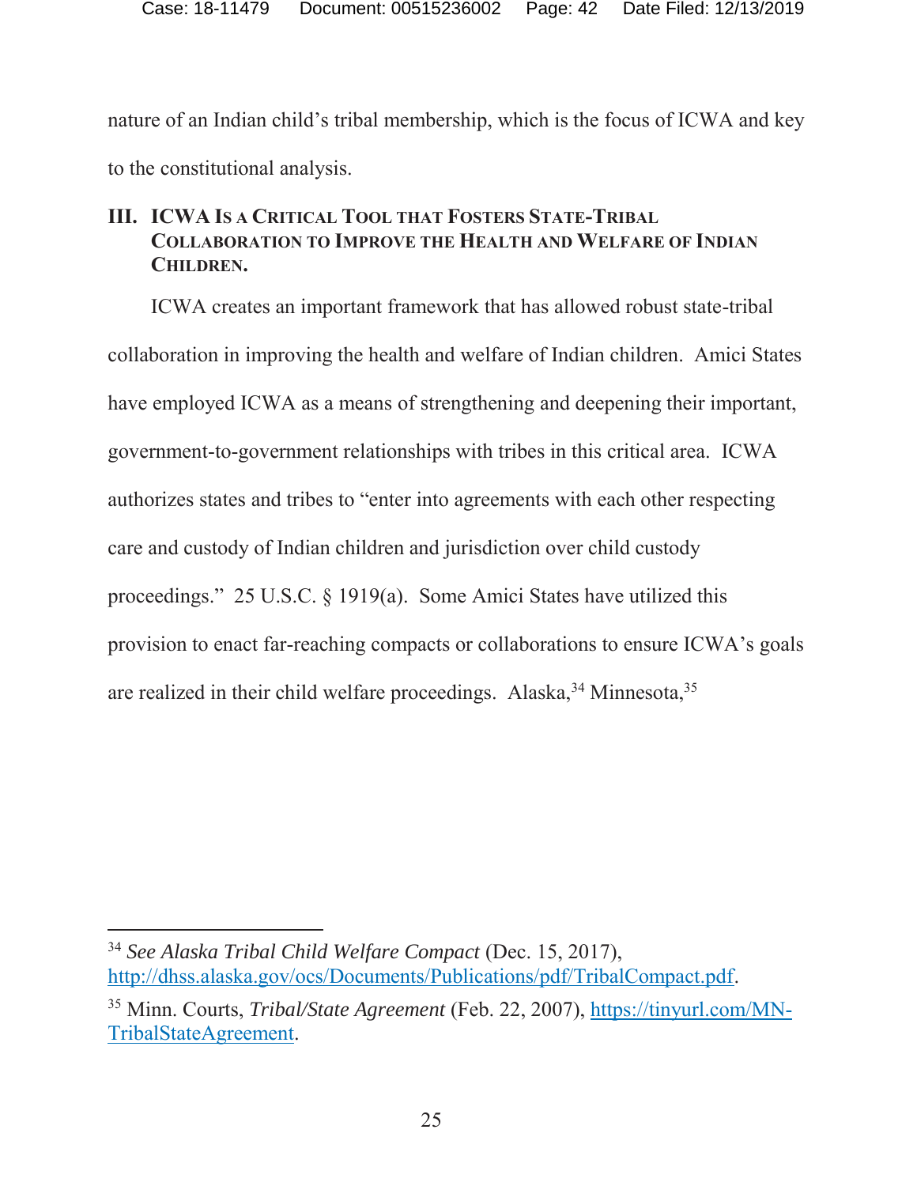nature of an Indian child's tribal membership, which is the focus of ICWA and key to the constitutional analysis.

## III. ICWA Is a Critical Tool that Fosters State-Tribal Collaboration to Improve the Health and Welfare of Indian Children.

ICWA creates an important framework that has allowed robust state-tribal collaboration in improving the health and welfare of Indian children. Amici States have employed ICWA as a means of strengthening and deepening their important, government-to-government relationships with tribes in this critical area. ICWA authorizes states and tribes to "enter into agreements with each other respecting care and custody of Indian children and jurisdiction over child custody proceedings." 25 U.S.C. § 1919(a). Some Amici States have utilized this provision to enact far-reaching compacts or collaborations to ensure ICWA's goals are realized in their child welfare proceedings. Alaska,[34] Minnesota,[35]

---

[34] *See Alaska Tribal Child Welfare Compact* (Dec. 15, 2017), http://dhss.alaska.gov/ocs/Documents/Publications/pdf/TribalCompact.pdf.

[35] Minn. Courts, *Tribal/State Agreement* (Feb. 22, 2007), https://tinyurl.com/MN-TribalStateAgreement.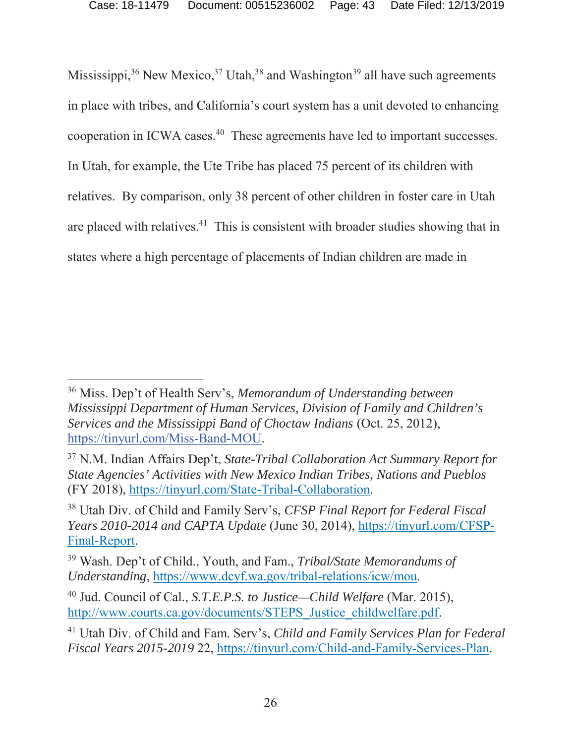Mississippi,[36] New Mexico,[37] Utah,[38] and Washington[39] all have such agreements in place with tribes, and California's court system has a unit devoted to enhancing cooperation in ICWA cases.[40] These agreements have led to important successes. In Utah, for example, the Ute Tribe has placed 75 percent of its children with relatives. By comparison, only 38 percent of other children in foster care in Utah are placed with relatives.[41] This is consistent with broader studies showing that in states where a high percentage of placements of Indian children are made in

---

[36] Miss. Dep't of Health Serv's, *Memorandum of Understanding between Mississippi Department of Human Services, Division of Family and Children's Services and the Mississippi Band of Choctaw Indians* (Oct. 25, 2012), https://tinyurl.com/Miss-Band-MOU.

[37] N.M. Indian Affairs Dep't, *State-Tribal Collaboration Act Summary Report for State Agencies' Activities with New Mexico Indian Tribes, Nations and Pueblos* (FY 2018), https://tinyurl.com/State-Tribal-Collaboration.

[38] Utah Div. of Child and Family Serv's, *CFSP Final Report for Federal Fiscal Years 2010-2014 and CAPTA Update* (June 30, 2014), https://tinyurl.com/CFSP-Final-Report.

[39] Wash. Dep't of Child., Youth, and Fam., *Tribal/State Memorandums of Understanding*, https://www.dcyf.wa.gov/tribal-relations/icw/mou.

[40] Jud. Council of Cal., *S.T.E.P.S. to Justice—Child Welfare* (Mar. 2015), http://www.courts.ca.gov/documents/STEPS_Justice_childwelfare.pdf.

[41] Utah Div. of Child and Fam. Serv's, *Child and Family Services Plan for Federal Fiscal Years 2015-2019* 22, https://tinyurl.com/Child-and-Family-Services-Plan.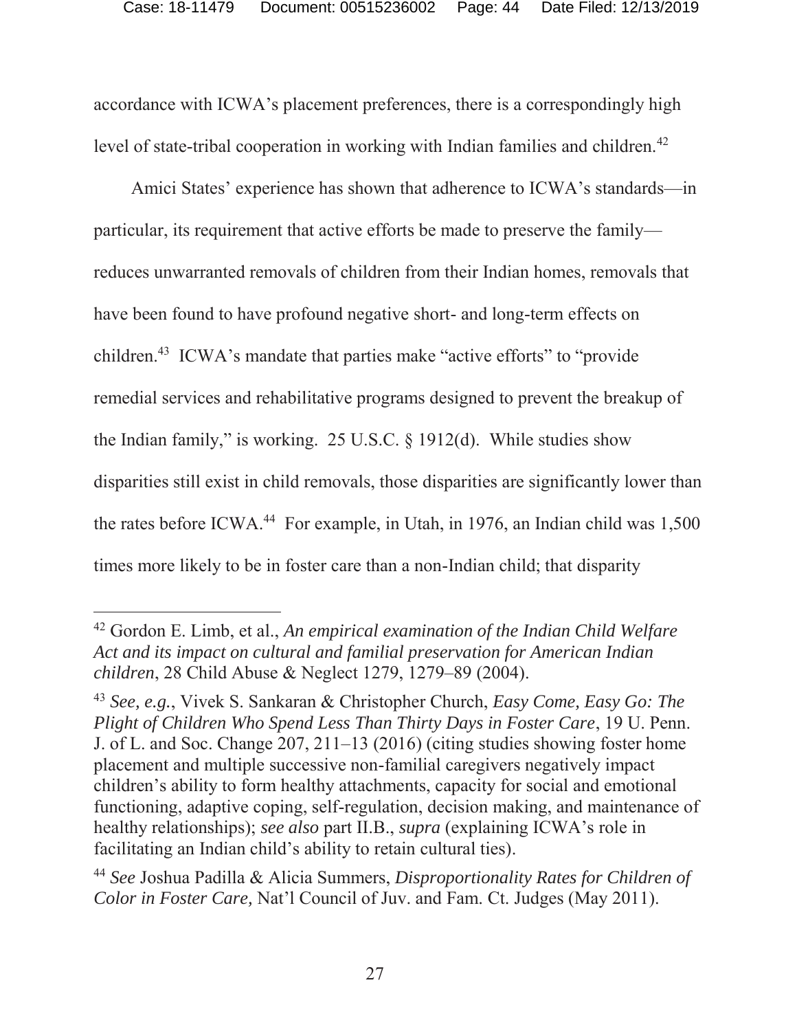accordance with ICWA's placement preferences, there is a correspondingly high level of state-tribal cooperation in working with Indian families and children.[42]

Amici States' experience has shown that adherence to ICWA's standards—in particular, its requirement that active efforts be made to preserve the family—reduces unwarranted removals of children from their Indian homes, removals that have been found to have profound negative short- and long-term effects on children.[43] ICWA's mandate that parties make "active efforts" to "provide remedial services and rehabilitative programs designed to prevent the breakup of the Indian family," is working. 25 U.S.C. § 1912(d). While studies show disparities still exist in child removals, those disparities are significantly lower than the rates before ICWA.[44] For example, in Utah, in 1976, an Indian child was 1,500 times more likely to be in foster care than a non-Indian child; that disparity

---

[42] Gordon E. Limb, et al., *An empirical examination of the Indian Child Welfare Act and its impact on cultural and familial preservation for American Indian children*, 28 Child Abuse & Neglect 1279, 1279–89 (2004).

[43] *See, e.g.*, Vivek S. Sankaran & Christopher Church, *Easy Come, Easy Go: The Plight of Children Who Spend Less Than Thirty Days in Foster Care*, 19 U. Penn. J. of L. and Soc. Change 207, 211–13 (2016) (citing studies showing foster home placement and multiple successive non-familial caregivers negatively impact children's ability to form healthy attachments, capacity for social and emotional functioning, adaptive coping, self-regulation, decision making, and maintenance of healthy relationships); *see also* part II.B., *supra* (explaining ICWA's role in facilitating an Indian child's ability to retain cultural ties).

[44] *See* Joshua Padilla & Alicia Summers, *Disproportionality Rates for Children of Color in Foster Care,* Nat'l Council of Juv. and Fam. Ct. Judges (May 2011).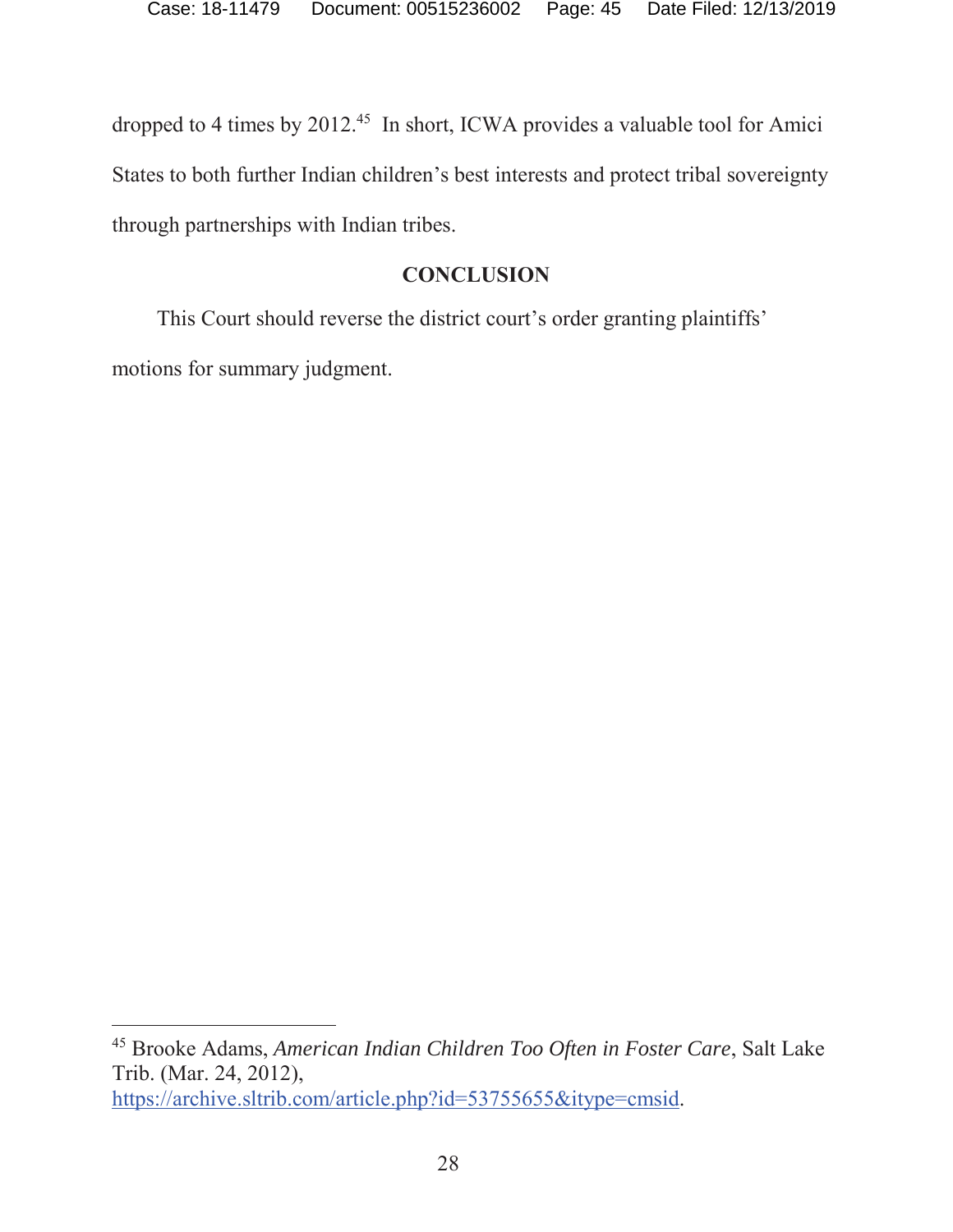dropped to 4 times by 2012.[45] In short, ICWA provides a valuable tool for Amici States to both further Indian children's best interests and protect tribal sovereignty through partnerships with Indian tribes.

## CONCLUSION

This Court should reverse the district court's order granting plaintiffs' motions for summary judgment.

---

[45] Brooke Adams, *American Indian Children Too Often in Foster Care*, Salt Lake Trib. (Mar. 24, 2012), https://archive.sltrib.com/article.php?id=53755655&itype=cmsid.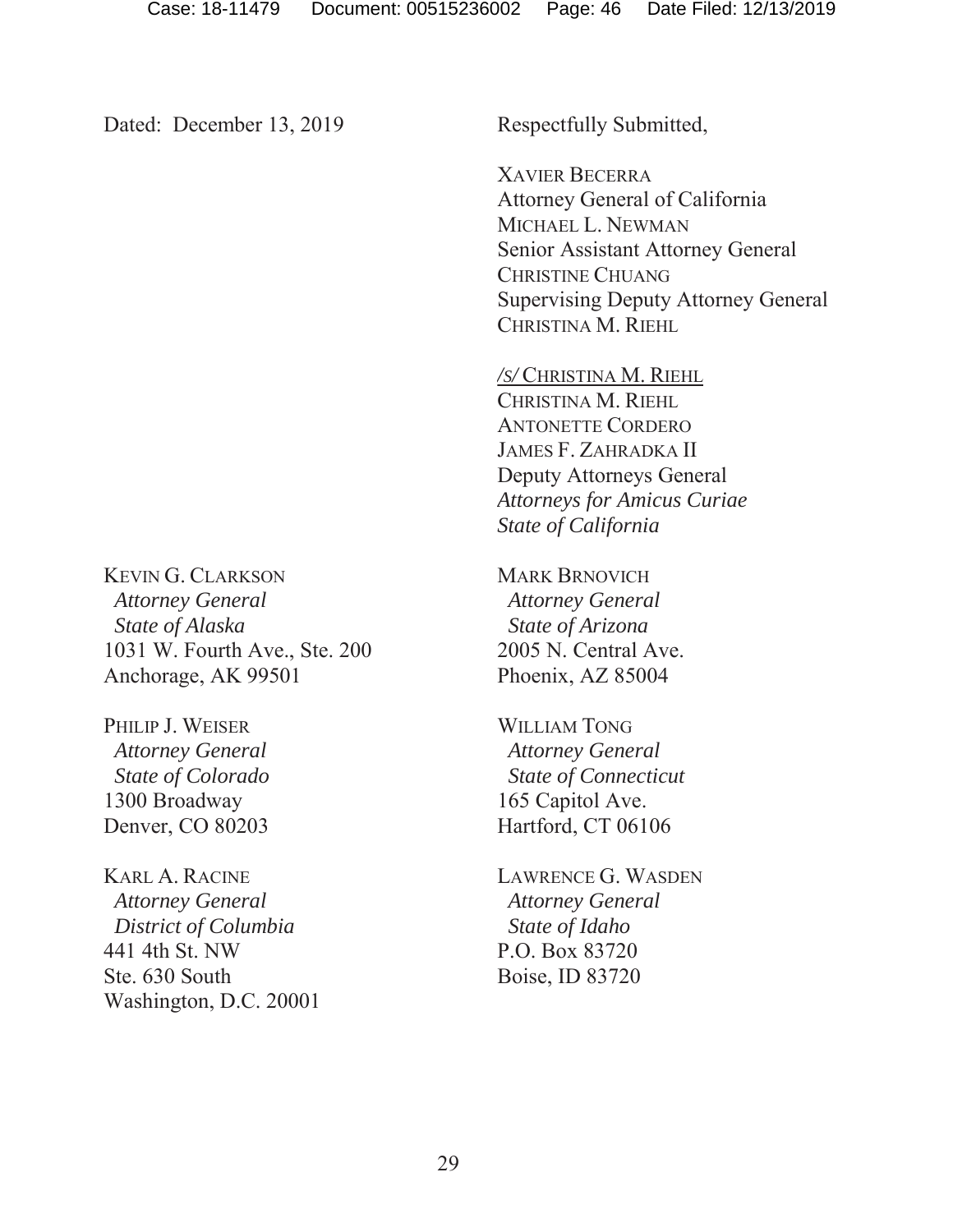Dated: December 13, 2019

Respectfully Submitted,

XAVIER BECERRA
Attorney General of California
MICHAEL L. NEWMAN
Senior Assistant Attorney General
CHRISTINE CHUANG
Supervising Deputy Attorney General
CHRISTINA M. RIEHL

/S/ CHRISTINA M. RIEHL
CHRISTINA M. RIEHL
ANTONETTE CORDERO
JAMES F. ZAHRADKA II
Deputy Attorneys General
*Attorneys for Amicus Curiae*
*State of California*

KEVIN G. CLARKSON
*Attorney General*
*State of Alaska*
1031 W. Fourth Ave., Ste. 200
Anchorage, AK 99501

MARK BRNOVICH
*Attorney General*
*State of Arizona*
2005 N. Central Ave.
Phoenix, AZ 85004

PHILIP J. WEISER
*Attorney General*
*State of Colorado*
1300 Broadway
Denver, CO 80203

WILLIAM TONG
*Attorney General*
*State of Connecticut*
165 Capitol Ave.
Hartford, CT 06106

KARL A. RACINE
*Attorney General*
*District of Columbia*
441 4th St. NW
Ste. 630 South
Washington, D.C. 20001

LAWRENCE G. WASDEN
*Attorney General*
*State of Idaho*
P.O. Box 83720
Boise, ID 83720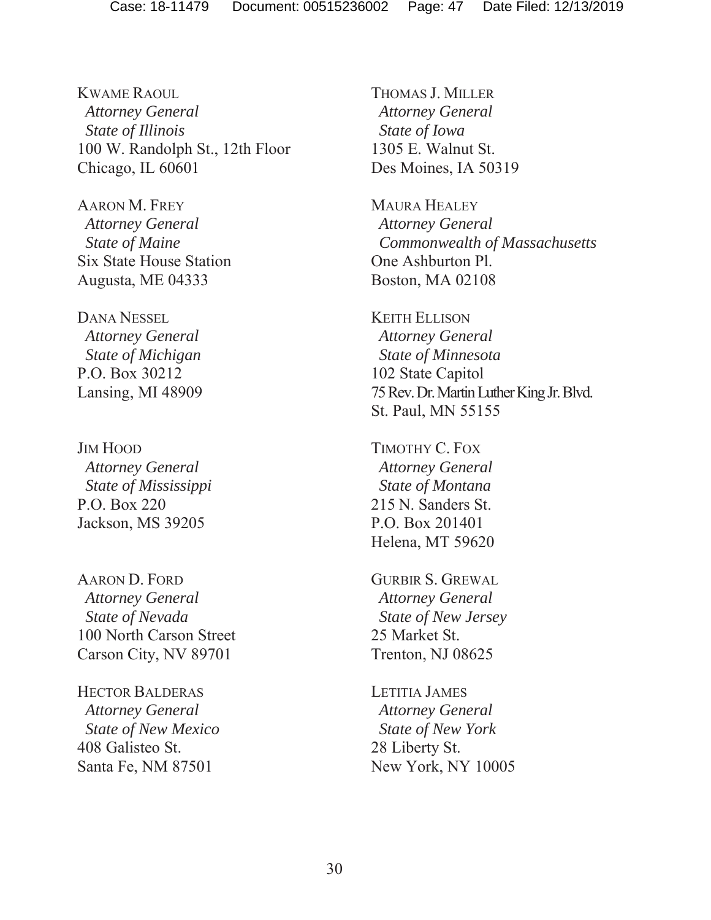KWAME RAOUL
*Attorney General*
*State of Illinois*
100 W. Randolph St., 12th Floor
Chicago, IL 60601

THOMAS J. MILLER
*Attorney General*
*State of Iowa*
1305 E. Walnut St.
Des Moines, IA 50319

AARON M. FREY
*Attorney General*
*State of Maine*
Six State House Station
Augusta, ME 04333

MAURA HEALEY
*Attorney General*
*Commonwealth of Massachusetts*
One Ashburton Pl.
Boston, MA 02108

DANA NESSEL
*Attorney General*
*State of Michigan*
P.O. Box 30212
Lansing, MI 48909

KEITH ELLISON
*Attorney General*
*State of Minnesota*
102 State Capitol
75 Rev. Dr. Martin Luther King Jr. Blvd.
St. Paul, MN 55155

JIM HOOD
*Attorney General*
*State of Mississippi*
P.O. Box 220
Jackson, MS 39205

TIMOTHY C. FOX
*Attorney General*
*State of Montana*
215 N. Sanders St.
P.O. Box 201401
Helena, MT 59620

AARON D. FORD
*Attorney General*
*State of Nevada*
100 North Carson Street
Carson City, NV 89701

GURBIR S. GREWAL
*Attorney General*
*State of New Jersey*
25 Market St.
Trenton, NJ 08625

HECTOR BALDERAS
*Attorney General*
*State of New Mexico*
408 Galisteo St.
Santa Fe, NM 87501

LETITIA JAMES
*Attorney General*
*State of New York*
28 Liberty St.
New York, NY 10005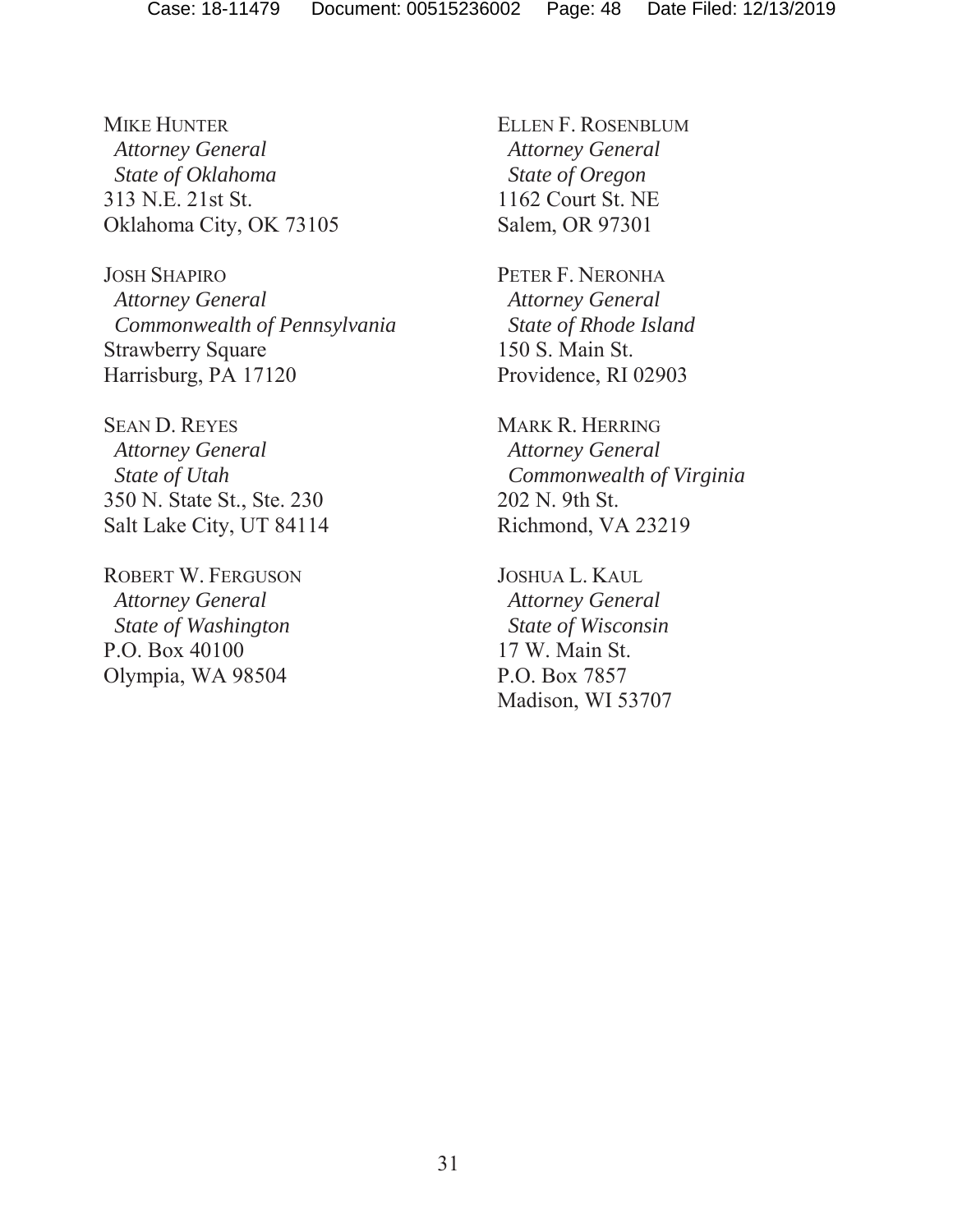MIKE HUNTER
*Attorney General*
*State of Oklahoma*
313 N.E. 21st St.
Oklahoma City, OK 73105

ELLEN F. ROSENBLUM
*Attorney General*
*State of Oregon*
1162 Court St. NE
Salem, OR 97301

JOSH SHAPIRO
*Attorney General*
*Commonwealth of Pennsylvania*
Strawberry Square
Harrisburg, PA 17120

PETER F. NERONHA
*Attorney General*
*State of Rhode Island*
150 S. Main St.
Providence, RI 02903

SEAN D. REYES
*Attorney General*
*State of Utah*
350 N. State St., Ste. 230
Salt Lake City, UT 84114

MARK R. HERRING
*Attorney General*
*Commonwealth of Virginia*
202 N. 9th St.
Richmond, VA 23219

ROBERT W. FERGUSON
*Attorney General*
*State of Washington*
P.O. Box 40100
Olympia, WA 98504

JOSHUA L. KAUL
*Attorney General*
*State of Wisconsin*
17 W. Main St.
P.O. Box 7857
Madison, WI 53707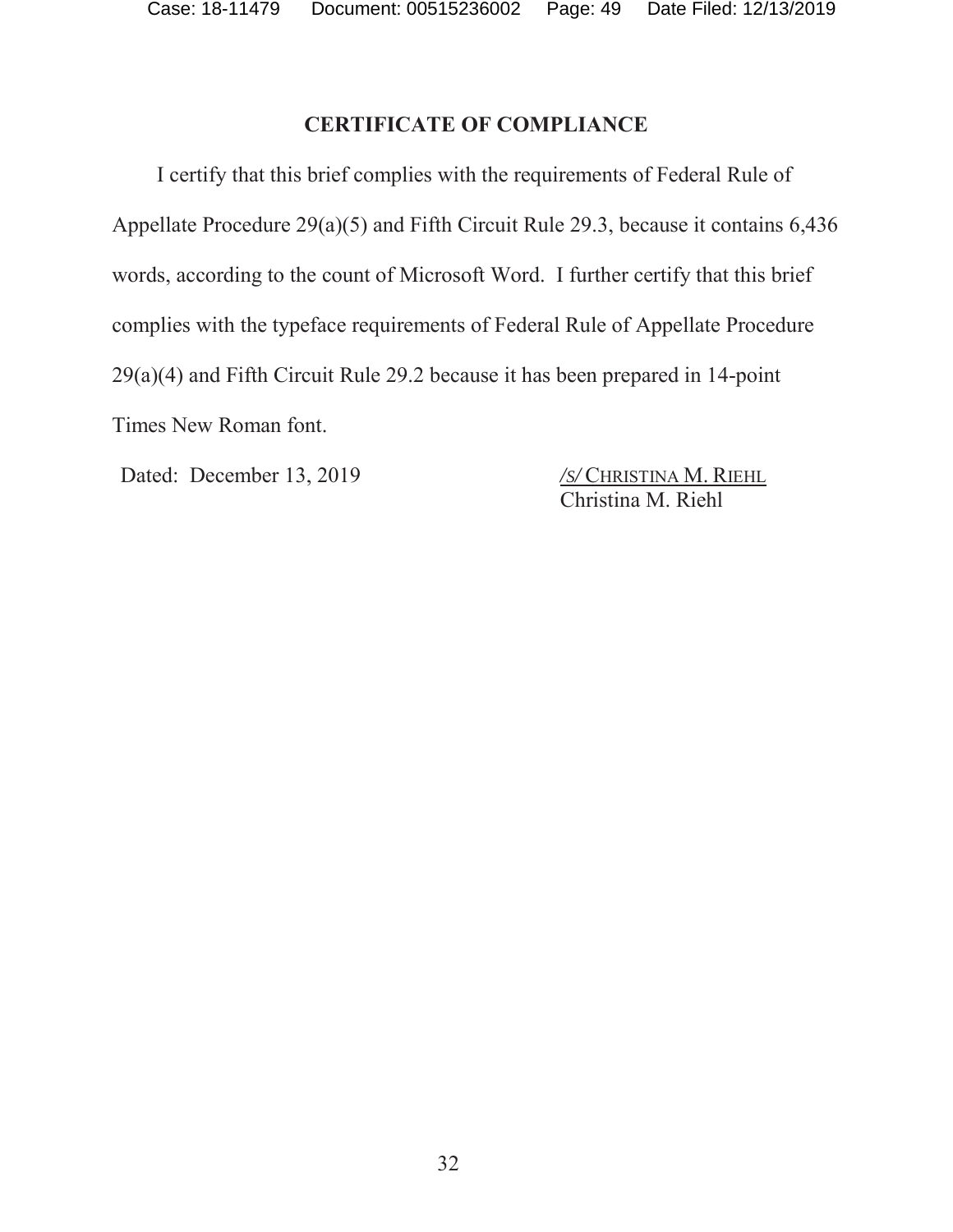## CERTIFICATE OF COMPLIANCE

I certify that this brief complies with the requirements of Federal Rule of Appellate Procedure 29(a)(5) and Fifth Circuit Rule 29.3, because it contains 6,436 words, according to the count of Microsoft Word. I further certify that this brief complies with the typeface requirements of Federal Rule of Appellate Procedure 29(a)(4) and Fifth Circuit Rule 29.2 because it has been prepared in 14-point Times New Roman font.

Dated: December 13, 2019

/s/ CHRISTINA M. RIEHL
Christina M. Riehl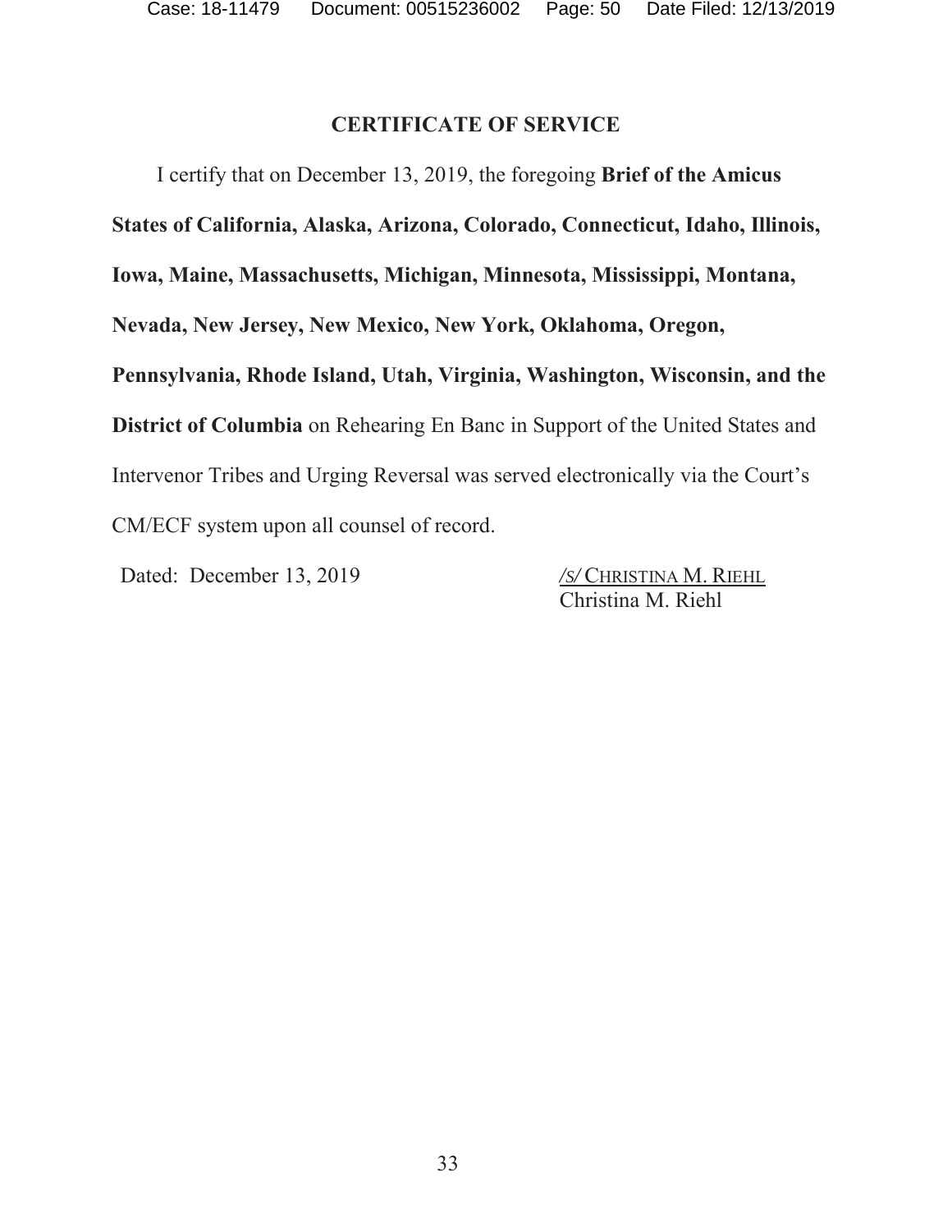## CERTIFICATE OF SERVICE

I certify that on December 13, 2019, the foregoing **Brief of the Amicus States of California, Alaska, Arizona, Colorado, Connecticut, Idaho, Illinois, Iowa, Maine, Massachusetts, Michigan, Minnesota, Mississippi, Montana, Nevada, New Jersey, New Mexico, New York, Oklahoma, Oregon, Pennsylvania, Rhode Island, Utah, Virginia, Washington, Wisconsin, and the District of Columbia** on Rehearing En Banc in Support of the United States and Intervenor Tribes and Urging Reversal was served electronically via the Court's CM/ECF system upon all counsel of record.

Dated: December 13, 2019

*/s/* CHRISTINA M. RIEHL
Christina M. Riehl